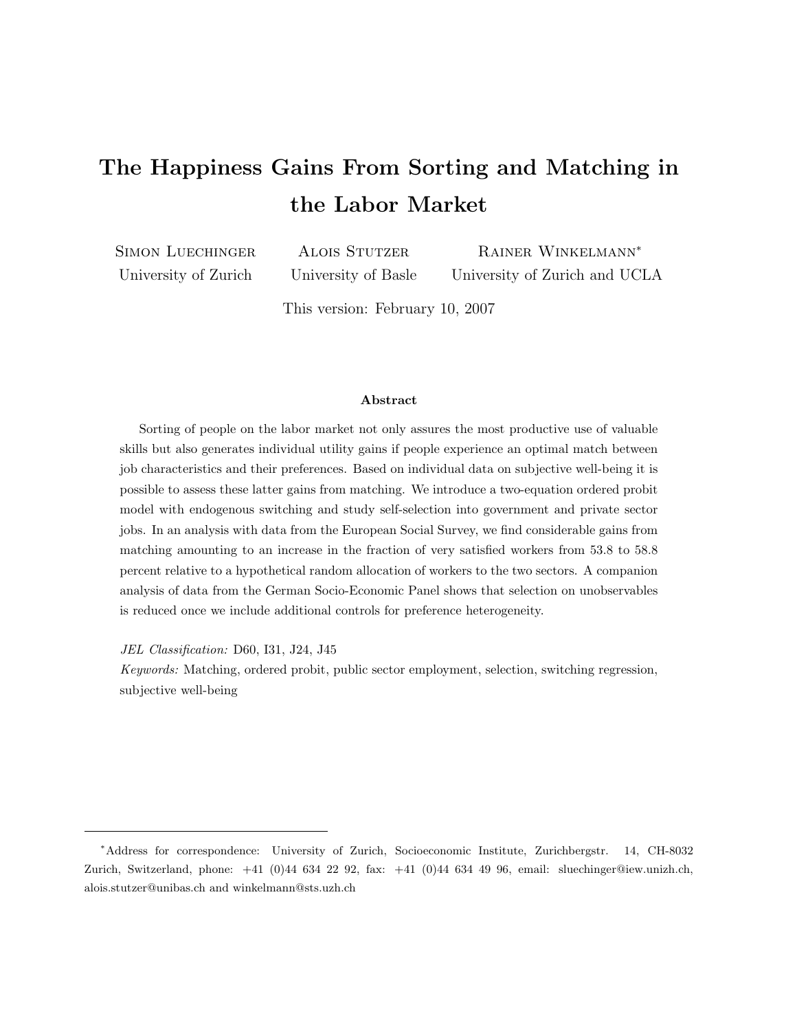# The Happiness Gains From Sorting and Matching in the Labor Market

Simon Luechinger
University of Zurich

Alois Stutzer
University of Basle

Rainer Winkelmann*
University of Zurich and UCLA

This version: February 10, 2007

**Abstract**

Sorting of people on the labor market not only assures the most productive use of valuable skills but also generates individual utility gains if people experience an optimal match between job characteristics and their preferences. Based on individual data on subjective well-being it is possible to assess these latter gains from matching. We introduce a two-equation ordered probit model with endogenous switching and study self-selection into government and private sector jobs. In an analysis with data from the European Social Survey, we find considerable gains from matching amounting to an increase in the fraction of very satisfied workers from 53.8 to 58.8 percent relative to a hypothetical random allocation of workers to the two sectors. A companion analysis of data from the German Socio-Economic Panel shows that selection on unobservables is reduced once we include additional controls for preference heterogeneity.

*JEL Classification:* D60, I31, J24, J45

*Keywords:* Matching, ordered probit, public sector employment, selection, switching regression, subjective well-being

---

*Address for correspondence: University of Zurich, Socioeconomic Institute, Zurichbergstr. 14, CH-8032 Zurich, Switzerland, phone: +41 (0)44 634 22 92, fax: +41 (0)44 634 49 96, email: sluechinger@iew.unizh.ch, alois.stutzer@unibas.ch and winkelmann@sts.uzh.ch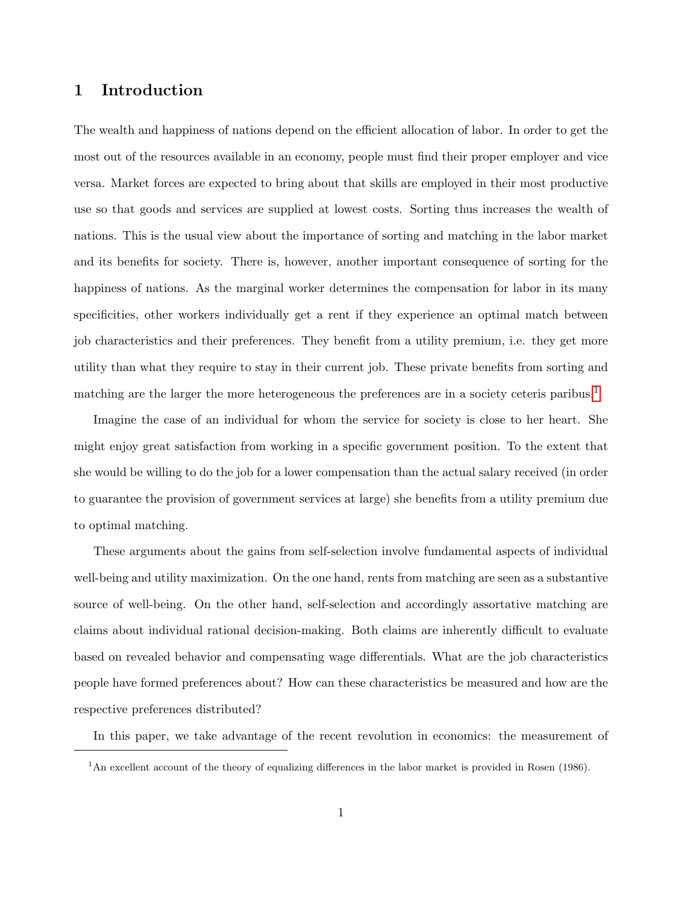## 1 Introduction

The wealth and happiness of nations depend on the efficient allocation of labor. In order to get the most out of the resources available in an economy, people must find their proper employer and vice versa. Market forces are expected to bring about that skills are employed in their most productive use so that goods and services are supplied at lowest costs. Sorting thus increases the wealth of nations. This is the usual view about the importance of sorting and matching in the labor market and its benefits for society. There is, however, another important consequence of sorting for the happiness of nations. As the marginal worker determines the compensation for labor in its many specificities, other workers individually get a rent if they experience an optimal match between job characteristics and their preferences. They benefit from a utility premium, i.e. they get more utility than what they require to stay in their current job. These private benefits from sorting and matching are the larger the more heterogeneous the preferences are in a society ceteris paribus.[1]

Imagine the case of an individual for whom the service for society is close to her heart. She might enjoy great satisfaction from working in a specific government position. To the extent that she would be willing to do the job for a lower compensation than the actual salary received (in order to guarantee the provision of government services at large) she benefits from a utility premium due to optimal matching.

These arguments about the gains from self-selection involve fundamental aspects of individual well-being and utility maximization. On the one hand, rents from matching are seen as a substantive source of well-being. On the other hand, self-selection and accordingly assortative matching are claims about individual rational decision-making. Both claims are inherently difficult to evaluate based on revealed behavior and compensating wage differentials. What are the job characteristics people have formed preferences about? How can these characteristics be measured and how are the respective preferences distributed?

In this paper, we take advantage of the recent revolution in economics: the measurement of

[1] An excellent account of the theory of equalizing differences in the labor market is provided in Rosen (1986).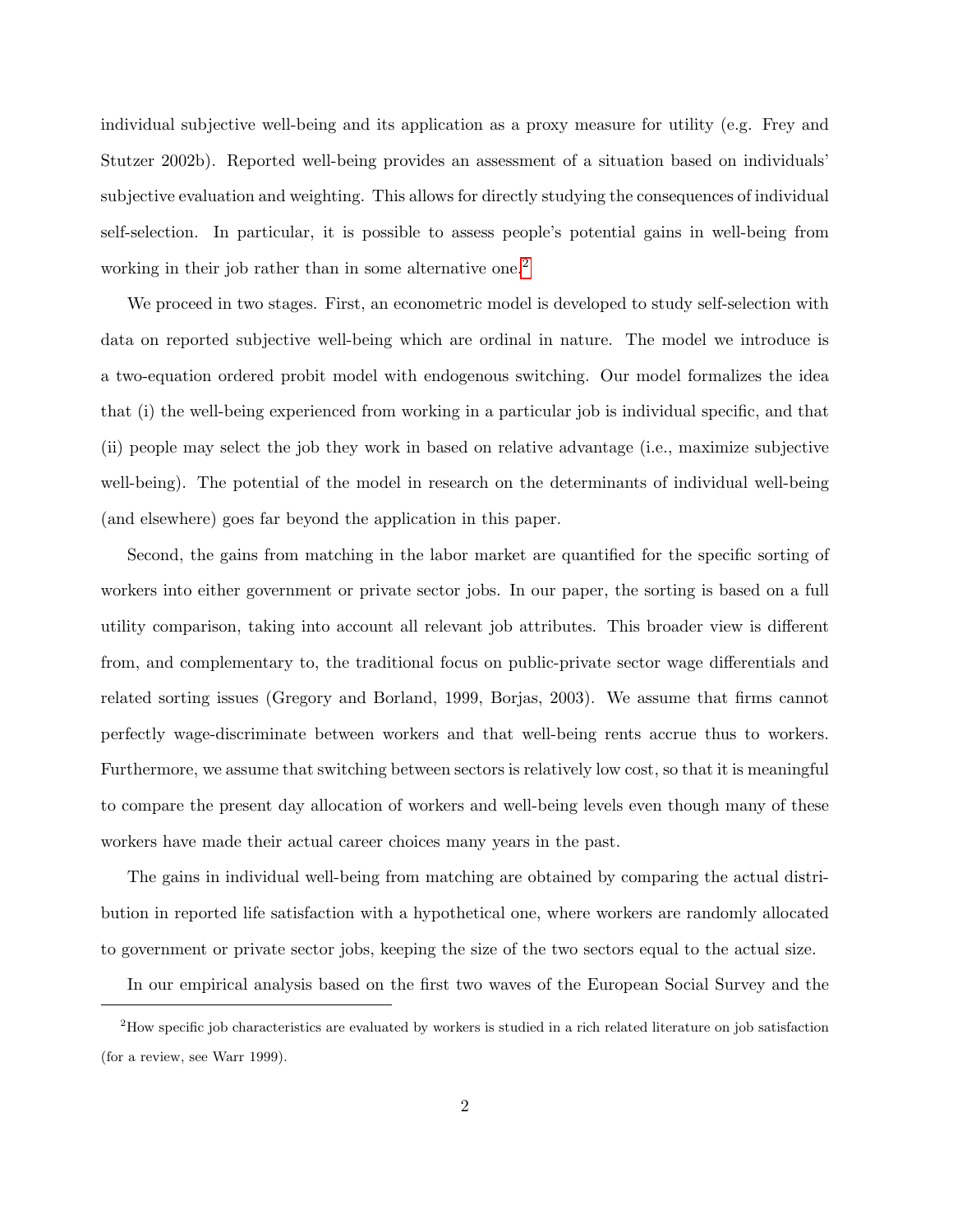individual subjective well-being and its application as a proxy measure for utility (e.g. Frey and Stutzer 2002b). Reported well-being provides an assessment of a situation based on individuals' subjective evaluation and weighting. This allows for directly studying the consequences of individual self-selection. In particular, it is possible to assess people's potential gains in well-being from working in their job rather than in some alternative one.[2]

We proceed in two stages. First, an econometric model is developed to study self-selection with data on reported subjective well-being which are ordinal in nature. The model we introduce is a two-equation ordered probit model with endogenous switching. Our model formalizes the idea that (i) the well-being experienced from working in a particular job is individual specific, and that (ii) people may select the job they work in based on relative advantage (i.e., maximize subjective well-being). The potential of the model in research on the determinants of individual well-being (and elsewhere) goes far beyond the application in this paper.

Second, the gains from matching in the labor market are quantified for the specific sorting of workers into either government or private sector jobs. In our paper, the sorting is based on a full utility comparison, taking into account all relevant job attributes. This broader view is different from, and complementary to, the traditional focus on public-private sector wage differentials and related sorting issues (Gregory and Borland, 1999, Borjas, 2003). We assume that firms cannot perfectly wage-discriminate between workers and that well-being rents accrue thus to workers. Furthermore, we assume that switching between sectors is relatively low cost, so that it is meaningful to compare the present day allocation of workers and well-being levels even though many of these workers have made their actual career choices many years in the past.

The gains in individual well-being from matching are obtained by comparing the actual distribution in reported life satisfaction with a hypothetical one, where workers are randomly allocated to government or private sector jobs, keeping the size of the two sectors equal to the actual size.

In our empirical analysis based on the first two waves of the European Social Survey and the

[2] How specific job characteristics are evaluated by workers is studied in a rich related literature on job satisfaction (for a review, see Warr 1999).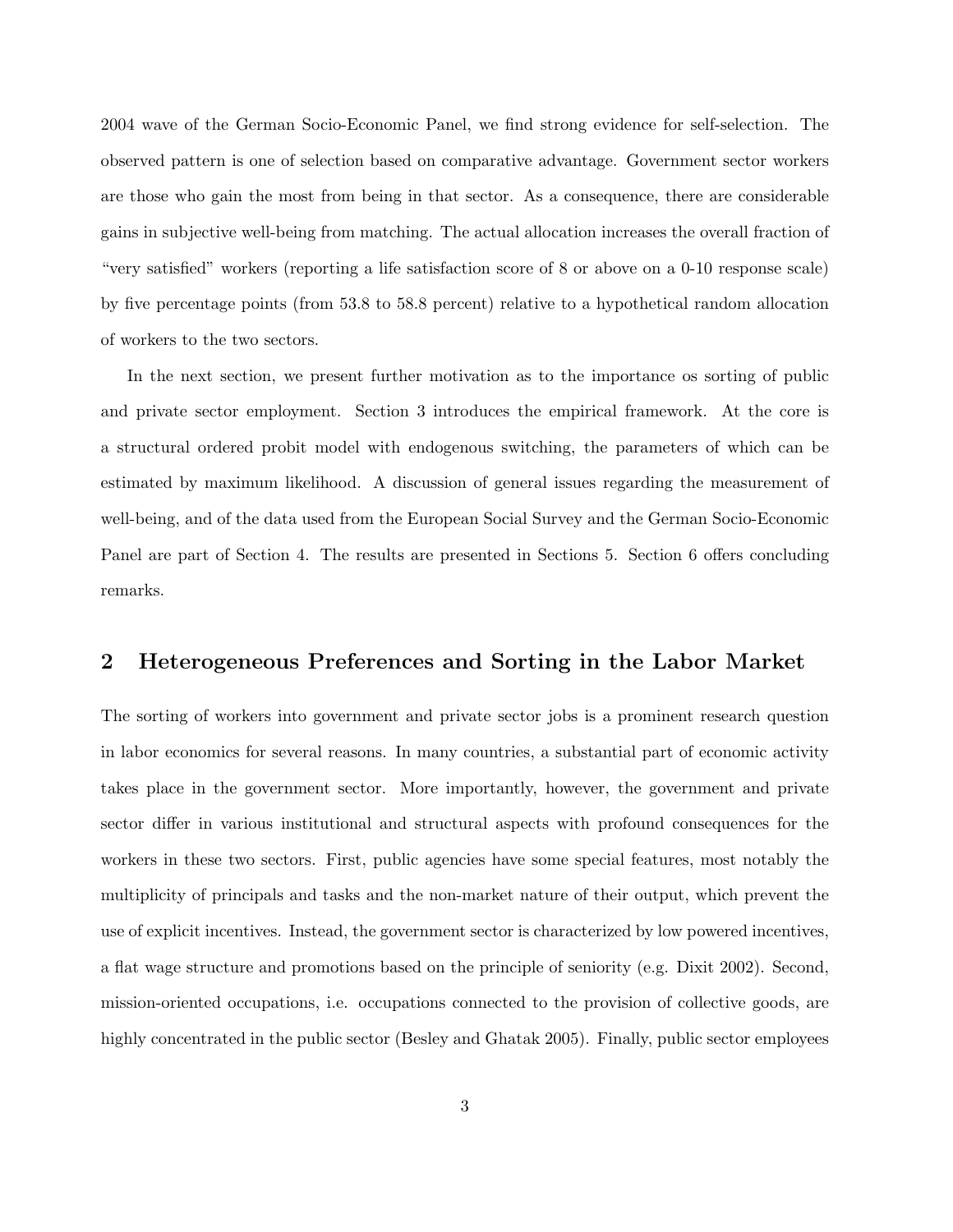2004 wave of the German Socio-Economic Panel, we find strong evidence for self-selection. The observed pattern is one of selection based on comparative advantage. Government sector workers are those who gain the most from being in that sector. As a consequence, there are considerable gains in subjective well-being from matching. The actual allocation increases the overall fraction of "very satisfied" workers (reporting a life satisfaction score of 8 or above on a 0-10 response scale) by five percentage points (from 53.8 to 58.8 percent) relative to a hypothetical random allocation of workers to the two sectors.

In the next section, we present further motivation as to the importance os sorting of public and private sector employment. Section 3 introduces the empirical framework. At the core is a structural ordered probit model with endogenous switching, the parameters of which can be estimated by maximum likelihood. A discussion of general issues regarding the measurement of well-being, and of the data used from the European Social Survey and the German Socio-Economic Panel are part of Section 4. The results are presented in Sections 5. Section 6 offers concluding remarks.

## 2 Heterogeneous Preferences and Sorting in the Labor Market

The sorting of workers into government and private sector jobs is a prominent research question in labor economics for several reasons. In many countries, a substantial part of economic activity takes place in the government sector. More importantly, however, the government and private sector differ in various institutional and structural aspects with profound consequences for the workers in these two sectors. First, public agencies have some special features, most notably the multiplicity of principals and tasks and the non-market nature of their output, which prevent the use of explicit incentives. Instead, the government sector is characterized by low powered incentives, a flat wage structure and promotions based on the principle of seniority (e.g. Dixit 2002). Second, mission-oriented occupations, i.e. occupations connected to the provision of collective goods, are highly concentrated in the public sector (Besley and Ghatak 2005). Finally, public sector employees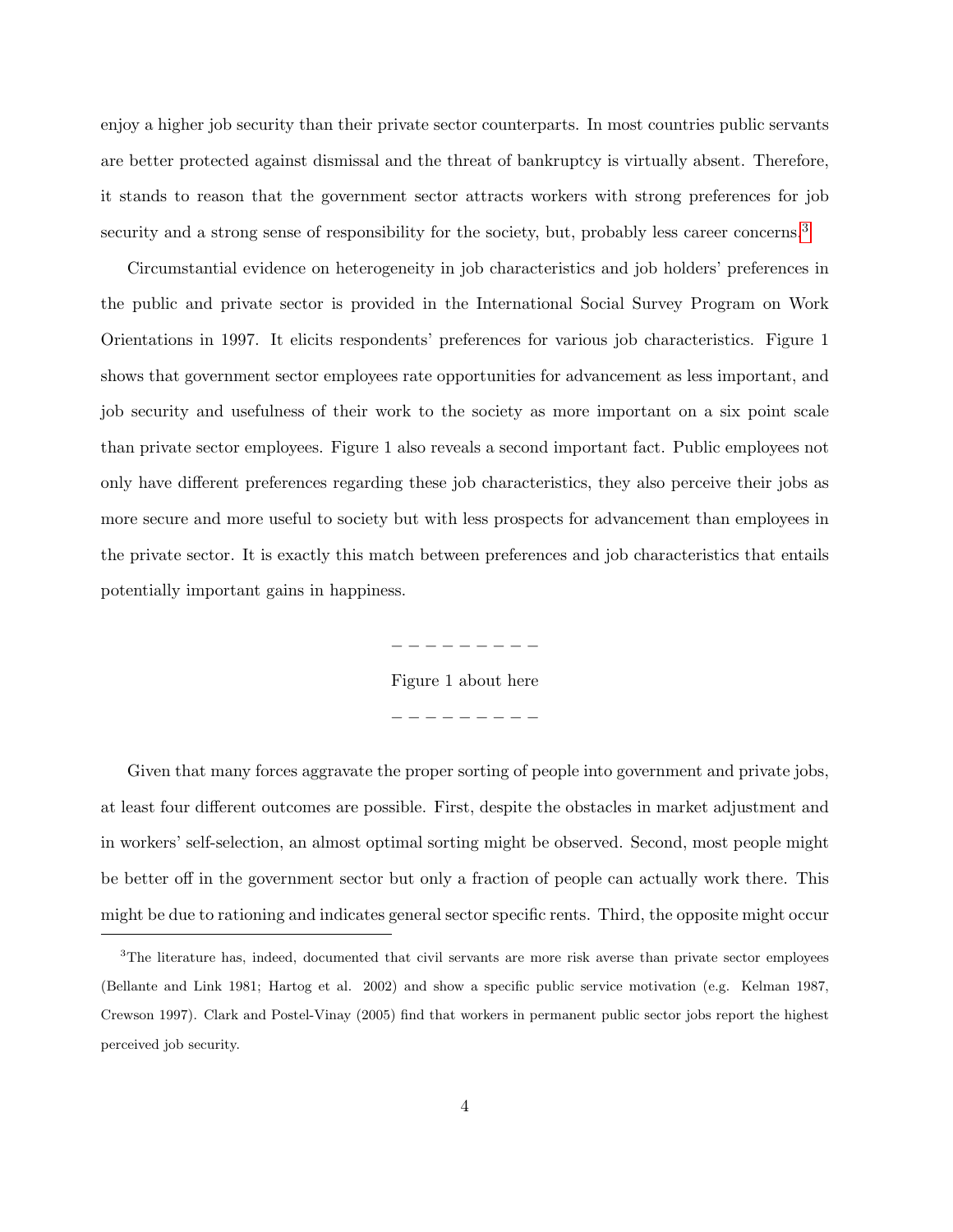enjoy a higher job security than their private sector counterparts. In most countries public servants are better protected against dismissal and the threat of bankruptcy is virtually absent. Therefore, it stands to reason that the government sector attracts workers with strong preferences for job security and a strong sense of responsibility for the society, but, probably less career concerns.[3]

Circumstantial evidence on heterogeneity in job characteristics and job holders' preferences in the public and private sector is provided in the International Social Survey Program on Work Orientations in 1997. It elicits respondents' preferences for various job characteristics. Figure 1 shows that government sector employees rate opportunities for advancement as less important, and job security and usefulness of their work to the society as more important on a six point scale than private sector employees. Figure 1 also reveals a second important fact. Public employees not only have different preferences regarding these job characteristics, they also perceive their jobs as more secure and more useful to society but with less prospects for advancement than employees in the private sector. It is exactly this match between preferences and job characteristics that entails potentially important gains in happiness.

– – – – – – – – –

Figure 1 about here

– – – – – – – – –

Given that many forces aggravate the proper sorting of people into government and private jobs, at least four different outcomes are possible. First, despite the obstacles in market adjustment and in workers' self-selection, an almost optimal sorting might be observed. Second, most people might be better off in the government sector but only a fraction of people can actually work there. This might be due to rationing and indicates general sector specific rents. Third, the opposite might occur

[3] The literature has, indeed, documented that civil servants are more risk averse than private sector employees (Bellante and Link 1981; Hartog et al. 2002) and show a specific public service motivation (e.g. Kelman 1987, Crewson 1997). Clark and Postel-Vinay (2005) find that workers in permanent public sector jobs report the highest perceived job security.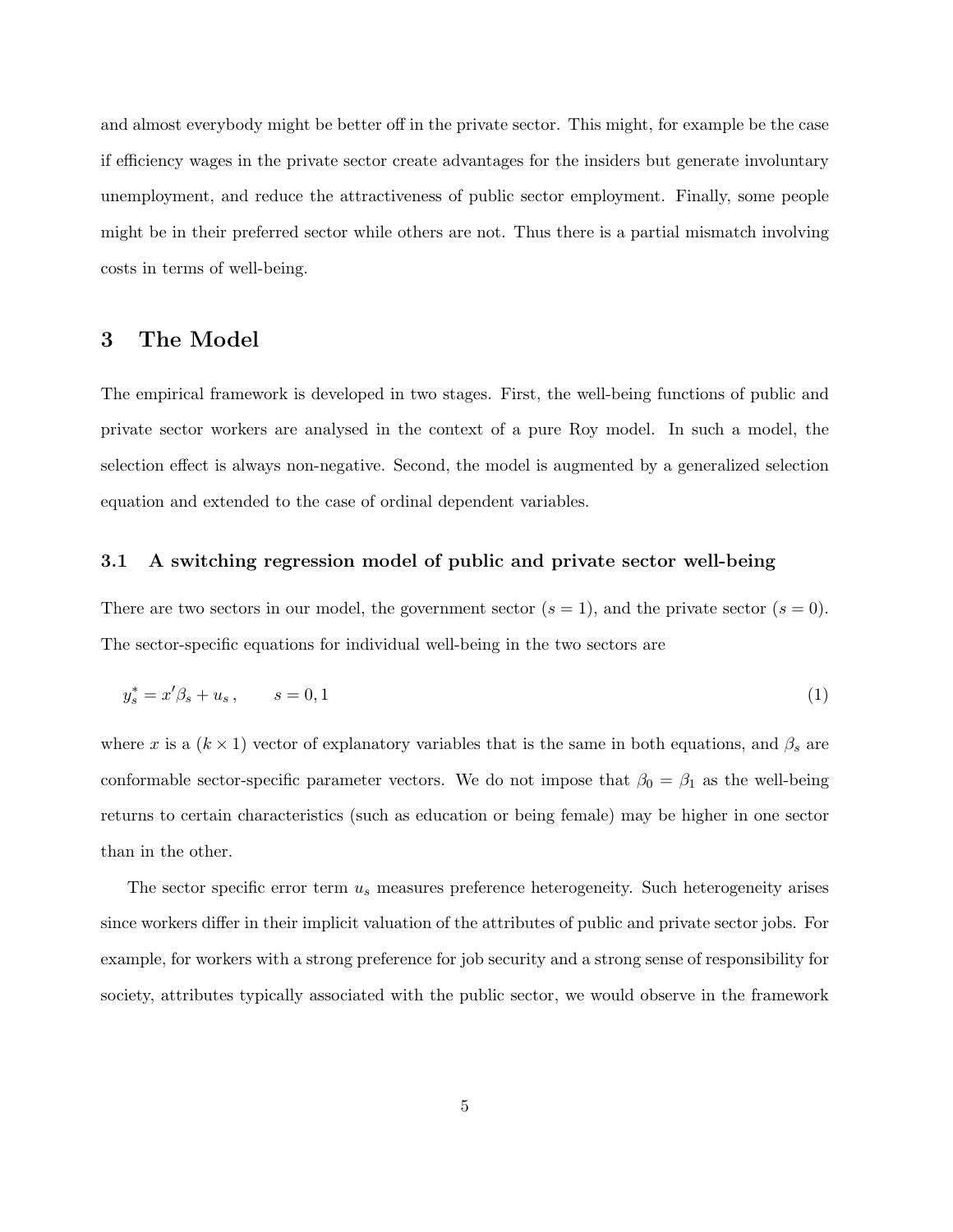and almost everybody might be better off in the private sector. This might, for example be the case if efficiency wages in the private sector create advantages for the insiders but generate involuntary unemployment, and reduce the attractiveness of public sector employment. Finally, some people might be in their preferred sector while others are not. Thus there is a partial mismatch involving costs in terms of well-being.

## 3 The Model

The empirical framework is developed in two stages. First, the well-being functions of public and private sector workers are analysed in the context of a pure Roy model. In such a model, the selection effect is always non-negative. Second, the model is augmented by a generalized selection equation and extended to the case of ordinal dependent variables.

### 3.1 A switching regression model of public and private sector well-being

There are two sectors in our model, the government sector ($s = 1$), and the private sector ($s = 0$). The sector-specific equations for individual well-being in the two sectors are

$$y_s^* = x'\beta_s + u_s\,, \qquad s = 0, 1 \tag{1}$$

where $x$ is a $(k \times 1)$ vector of explanatory variables that is the same in both equations, and $\beta_s$ are conformable sector-specific parameter vectors. We do not impose that $\beta_0 = \beta_1$ as the well-being returns to certain characteristics (such as education or being female) may be higher in one sector than in the other.

The sector specific error term $u_s$ measures preference heterogeneity. Such heterogeneity arises since workers differ in their implicit valuation of the attributes of public and private sector jobs. For example, for workers with a strong preference for job security and a strong sense of responsibility for society, attributes typically associated with the public sector, we would observe in the framework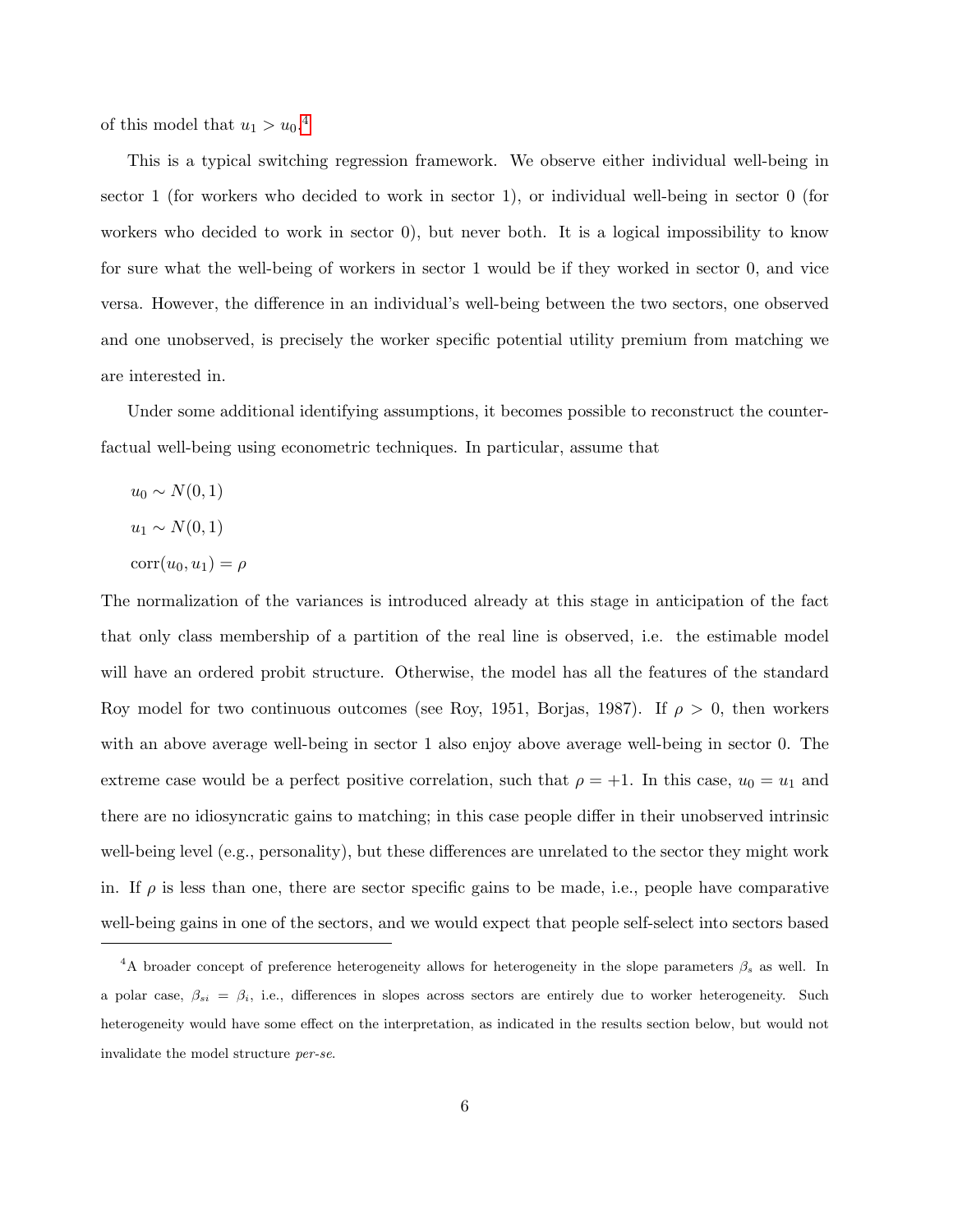of this model that $u_1 > u_0$.[4]

This is a typical switching regression framework. We observe either individual well-being in sector 1 (for workers who decided to work in sector 1), or individual well-being in sector 0 (for workers who decided to work in sector 0), but never both. It is a logical impossibility to know for sure what the well-being of workers in sector 1 would be if they worked in sector 0, and vice versa. However, the difference in an individual's well-being between the two sectors, one observed and one unobserved, is precisely the worker specific potential utility premium from matching we are interested in.

Under some additional identifying assumptions, it becomes possible to reconstruct the counterfactual well-being using econometric techniques. In particular, assume that

$u_0 \sim N(0, 1)$

$u_1 \sim N(0, 1)$

$\text{corr}(u_0, u_1) = \rho$

The normalization of the variances is introduced already at this stage in anticipation of the fact that only class membership of a partition of the real line is observed, i.e. the estimable model will have an ordered probit structure. Otherwise, the model has all the features of the standard Roy model for two continuous outcomes (see Roy, 1951, Borjas, 1987). If $\rho > 0$, then workers with an above average well-being in sector 1 also enjoy above average well-being in sector 0. The extreme case would be a perfect positive correlation, such that $\rho = +1$. In this case, $u_0 = u_1$ and there are no idiosyncratic gains to matching; in this case people differ in their unobserved intrinsic well-being level (e.g., personality), but these differences are unrelated to the sector they might work in. If $\rho$ is less than one, there are sector specific gains to be made, i.e., people have comparative well-being gains in one of the sectors, and we would expect that people self-select into sectors based

[4] A broader concept of preference heterogeneity allows for heterogeneity in the slope parameters $\beta_s$ as well. In a polar case, $\beta_{si} = \beta_i$, i.e., differences in slopes across sectors are entirely due to worker heterogeneity. Such heterogeneity would have some effect on the interpretation, as indicated in the results section below, but would not invalidate the model structure *per-se*.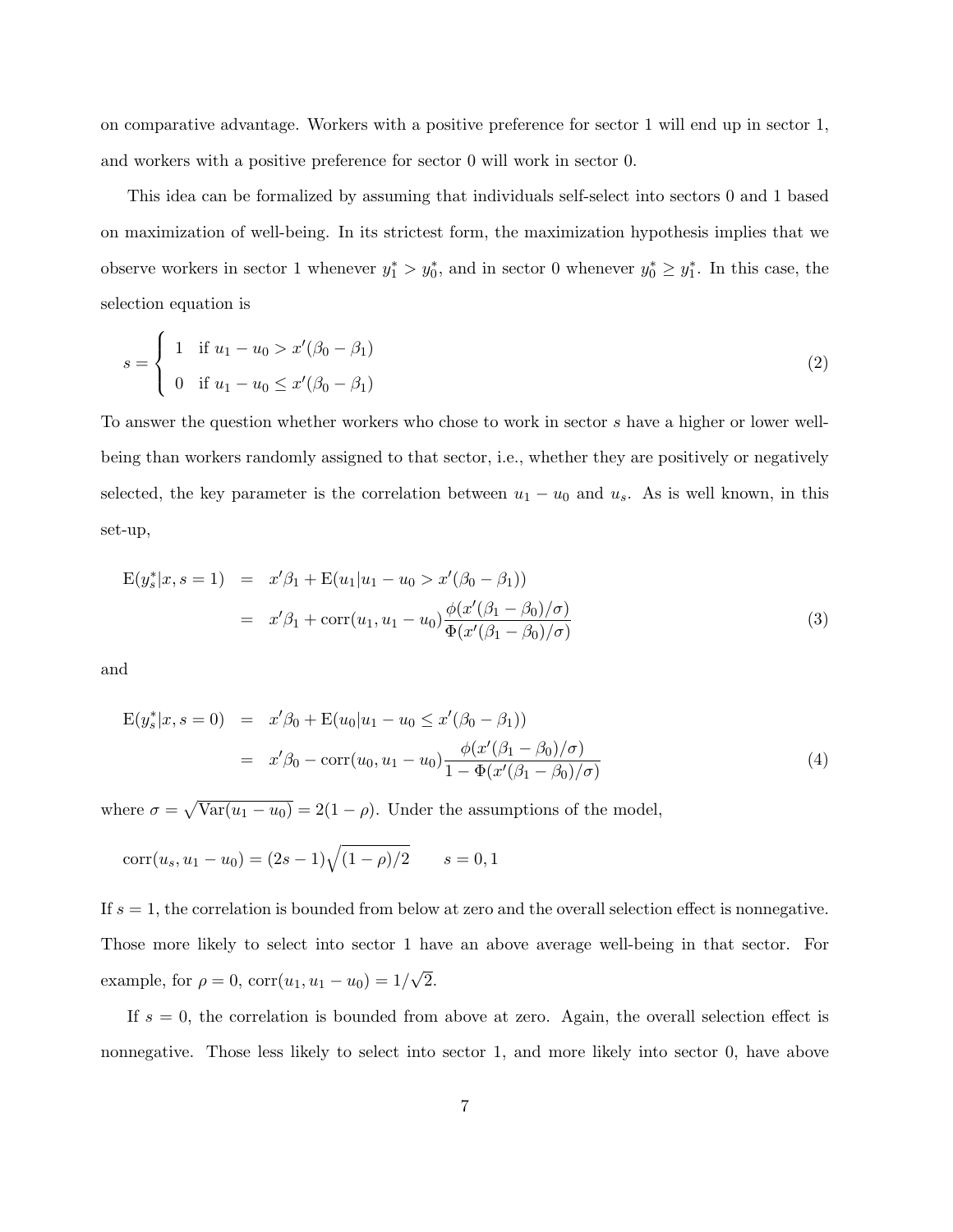on comparative advantage. Workers with a positive preference for sector 1 will end up in sector 1, and workers with a positive preference for sector 0 will work in sector 0.

This idea can be formalized by assuming that individuals self-select into sectors 0 and 1 based on maximization of well-being. In its strictest form, the maximization hypothesis implies that we observe workers in sector 1 whenever $y_1^* > y_0^*$, and in sector 0 whenever $y_0^* \geq y_1^*$. In this case, the selection equation is

$$s = \begin{cases} 1 & \text{if } u_1 - u_0 > x'(\beta_0 - \beta_1) \\ 0 & \text{if } u_1 - u_0 \leq x'(\beta_0 - \beta_1) \end{cases} \tag{2}$$

To answer the question whether workers who chose to work in sector $s$ have a higher or lower well-being than workers randomly assigned to that sector, i.e., whether they are positively or negatively selected, the key parameter is the correlation between $u_1 - u_0$ and $u_s$. As is well known, in this set-up,

$$\begin{aligned} \mathrm{E}(y_s^*|x, s=1) &= x'\beta_1 + \mathrm{E}(u_1|u_1 - u_0 > x'(\beta_0 - \beta_1)) \\ &= x'\beta_1 + \mathrm{corr}(u_1, u_1 - u_0)\frac{\phi(x'(\beta_1 - \beta_0)/\sigma)}{\Phi(x'(\beta_1 - \beta_0)/\sigma)} \end{aligned} \tag{3}$$

and

$$\begin{aligned} \mathrm{E}(y_s^*|x, s=0) &= x'\beta_0 + \mathrm{E}(u_0|u_1 - u_0 \leq x'(\beta_0 - \beta_1)) \\ &= x'\beta_0 - \mathrm{corr}(u_0, u_1 - u_0)\frac{\phi(x'(\beta_1 - \beta_0)/\sigma)}{1 - \Phi(x'(\beta_1 - \beta_0)/\sigma)} \end{aligned} \tag{4}$$

where $\sigma = \sqrt{\mathrm{Var}(u_1 - u_0)} = 2(1 - \rho)$. Under the assumptions of the model,

$$\mathrm{corr}(u_s, u_1 - u_0) = (2s - 1)\sqrt{(1 - \rho)/2} \qquad s = 0, 1$$

If $s = 1$, the correlation is bounded from below at zero and the overall selection effect is nonnegative. Those more likely to select into sector 1 have an above average well-being in that sector. For example, for $\rho = 0$, $\mathrm{corr}(u_1, u_1 - u_0) = 1/\sqrt{2}$.

If $s = 0$, the correlation is bounded from above at zero. Again, the overall selection effect is nonnegative. Those less likely to select into sector 1, and more likely into sector 0, have above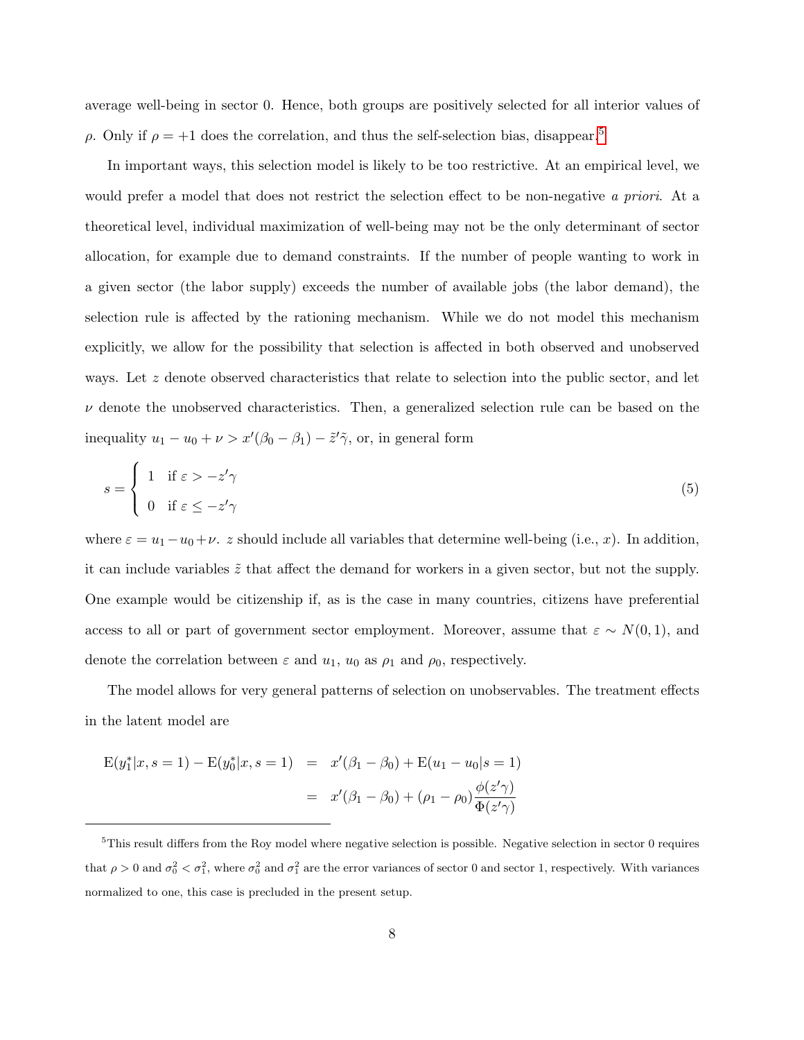average well-being in sector 0. Hence, both groups are positively selected for all interior values of $\rho$. Only if $\rho = +1$ does the correlation, and thus the self-selection bias, disappear.[5]

In important ways, this selection model is likely to be too restrictive. At an empirical level, we would prefer a model that does not restrict the selection effect to be non-negative *a priori*. At a theoretical level, individual maximization of well-being may not be the only determinant of sector allocation, for example due to demand constraints. If the number of people wanting to work in a given sector (the labor supply) exceeds the number of available jobs (the labor demand), the selection rule is affected by the rationing mechanism. While we do not model this mechanism explicitly, we allow for the possibility that selection is affected in both observed and unobserved ways. Let $z$ denote observed characteristics that relate to selection into the public sector, and let $\nu$ denote the unobserved characteristics. Then, a generalized selection rule can be based on the inequality $u_1 - u_0 + \nu > x'(\beta_0 - \beta_1) - \tilde{z}'\tilde{\gamma}$, or, in general form

$$
s = \begin{cases} 1 & \text{if } \varepsilon > -z'\gamma \\ 0 & \text{if } \varepsilon \leq -z'\gamma \end{cases} \tag{5}
$$

where $\varepsilon = u_1 - u_0 + \nu$. $z$ should include all variables that determine well-being (i.e., $x$). In addition, it can include variables $\tilde{z}$ that affect the demand for workers in a given sector, but not the supply. One example would be citizenship if, as is the case in many countries, citizens have preferential access to all or part of government sector employment. Moreover, assume that $\varepsilon \sim N(0,1)$, and denote the correlation between $\varepsilon$ and $u_1$, $u_0$ as $\rho_1$ and $\rho_0$, respectively.

The model allows for very general patterns of selection on unobservables. The treatment effects in the latent model are

$$
\begin{aligned}
\mathrm{E}(y_1^*|x, s=1) - \mathrm{E}(y_0^*|x, s=1) &= x'(\beta_1 - \beta_0) + \mathrm{E}(u_1 - u_0|s=1) \\
&= x'(\beta_1 - \beta_0) + (\rho_1 - \rho_0)\frac{\phi(z'\gamma)}{\Phi(z'\gamma)}
\end{aligned}
$$

[5] This result differs from the Roy model where negative selection is possible. Negative selection in sector 0 requires that $\rho > 0$ and $\sigma_0^2 < \sigma_1^2$, where $\sigma_0^2$ and $\sigma_1^2$ are the error variances of sector 0 and sector 1, respectively. With variances normalized to one, this case is precluded in the present setup.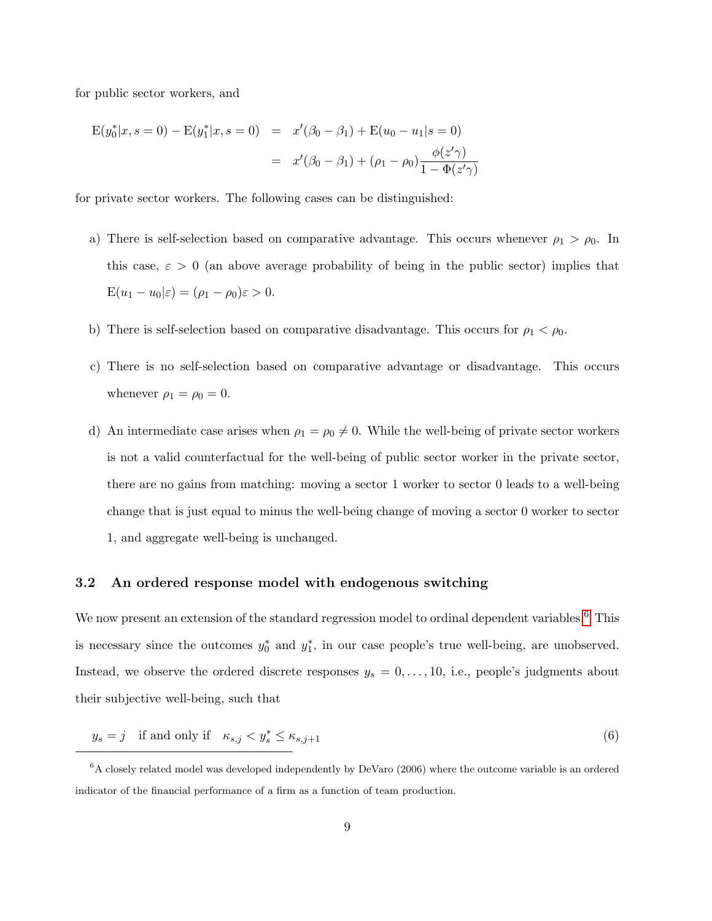for public sector workers, and

$$
\begin{aligned}
\mathrm{E}(y_0^*|x, s=0) - \mathrm{E}(y_1^*|x, s=0) &= x'(\beta_0 - \beta_1) + \mathrm{E}(u_0 - u_1|s=0) \\
&= x'(\beta_0 - \beta_1) + (\rho_1 - \rho_0)\frac{\phi(z'\gamma)}{1-\Phi(z'\gamma)}
\end{aligned}
$$

for private sector workers. The following cases can be distinguished:

a) There is self-selection based on comparative advantage. This occurs whenever $\rho_1 > \rho_0$. In this case, $\varepsilon > 0$ (an above average probability of being in the public sector) implies that $\mathrm{E}(u_1 - u_0|\varepsilon) = (\rho_1 - \rho_0)\varepsilon > 0$.

b) There is self-selection based on comparative disadvantage. This occurs for $\rho_1 < \rho_0$.

c) There is no self-selection based on comparative advantage or disadvantage. This occurs whenever $\rho_1 = \rho_0 = 0$.

d) An intermediate case arises when $\rho_1 = \rho_0 \neq 0$. While the well-being of private sector workers is not a valid counterfactual for the well-being of public sector worker in the private sector, there are no gains from matching: moving a sector 1 worker to sector 0 leads to a well-being change that is just equal to minus the well-being change of moving a sector 0 worker to sector 1, and aggregate well-being is unchanged.

### 3.2 An ordered response model with endogenous switching

We now present an extension of the standard regression model to ordinal dependent variables.[6] This is necessary since the outcomes $y_0^*$ and $y_1^*$, in our case people's true well-being, are unobserved. Instead, we observe the ordered discrete responses $y_s = 0, \ldots, 10$, i.e., people's judgments about their subjective well-being, such that

$$
y_s = j \quad \text{if and only if} \quad \kappa_{s,j} < y_s^* \leq \kappa_{s,j+1} \tag{6}
$$

[6] A closely related model was developed independently by DeVaro (2006) where the outcome variable is an ordered indicator of the financial performance of a firm as a function of team production.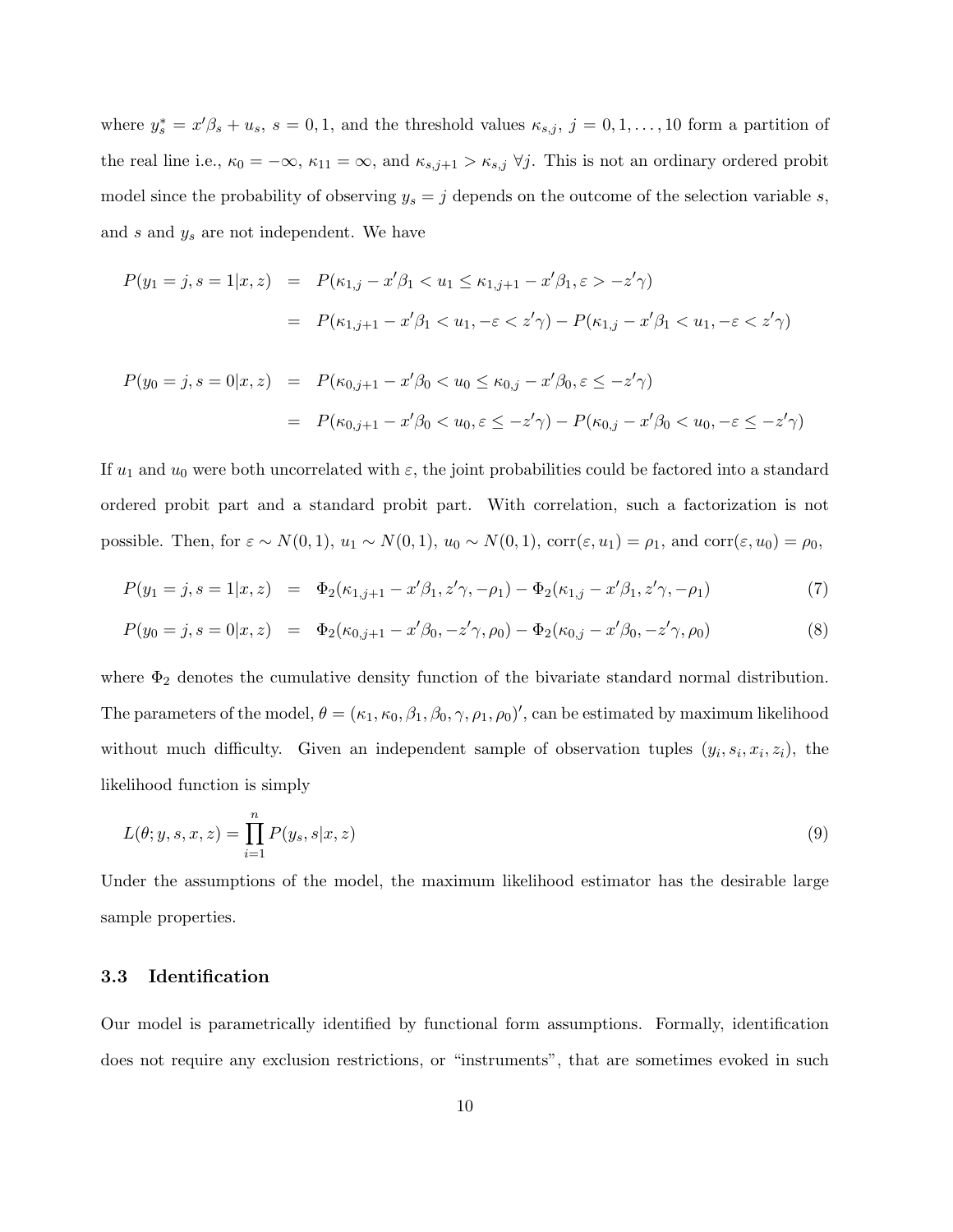where $y_s^* = x'\beta_s + u_s$, $s = 0, 1$, and the threshold values $\kappa_{s,j}$, $j = 0, 1, \ldots, 10$ form a partition of the real line i.e., $\kappa_0 = -\infty$, $\kappa_{11} = \infty$, and $\kappa_{s,j+1} > \kappa_{s,j}$ $\forall j$. This is not an ordinary ordered probit model since the probability of observing $y_s = j$ depends on the outcome of the selection variable $s$, and $s$ and $y_s$ are not independent. We have

$$
\begin{aligned}
P(y_1 = j, s = 1|x, z) &= P(\kappa_{1,j} - x'\beta_1 < u_1 \leq \kappa_{1,j+1} - x'\beta_1, \varepsilon > -z'\gamma) \\
&= P(\kappa_{1,j+1} - x'\beta_1 < u_1, -\varepsilon < z'\gamma) - P(\kappa_{1,j} - x'\beta_1 < u_1, -\varepsilon < z'\gamma)
\end{aligned}
$$

$$
\begin{aligned}
P(y_0 = j, s = 0|x, z) &= P(\kappa_{0,j+1} - x'\beta_0 < u_0 \leq \kappa_{0,j} - x'\beta_0, \varepsilon \leq -z'\gamma) \\
&= P(\kappa_{0,j+1} - x'\beta_0 < u_0, \varepsilon \leq -z'\gamma) - P(\kappa_{0,j} - x'\beta_0 < u_0, -\varepsilon \leq -z'\gamma)
\end{aligned}
$$

If $u_1$ and $u_0$ were both uncorrelated with $\varepsilon$, the joint probabilities could be factored into a standard ordered probit part and a standard probit part. With correlation, such a factorization is not possible. Then, for $\varepsilon \sim N(0, 1)$, $u_1 \sim N(0, 1)$, $u_0 \sim N(0, 1)$, $\text{corr}(\varepsilon, u_1) = \rho_1$, and $\text{corr}(\varepsilon, u_0) = \rho_0$,

$$
P(y_1 = j, s = 1|x, z) = \Phi_2(\kappa_{1,j+1} - x'\beta_1, z'\gamma, -\rho_1) - \Phi_2(\kappa_{1,j} - x'\beta_1, z'\gamma, -\rho_1) \tag{7}
$$

$$
P(y_0 = j, s = 0|x, z) = \Phi_2(\kappa_{0,j+1} - x'\beta_0, -z'\gamma, \rho_0) - \Phi_2(\kappa_{0,j} - x'\beta_0, -z'\gamma, \rho_0) \tag{8}
$$

where $\Phi_2$ denotes the cumulative density function of the bivariate standard normal distribution. The parameters of the model, $\theta = (\kappa_1, \kappa_0, \beta_1, \beta_0, \gamma, \rho_1, \rho_0)'$, can be estimated by maximum likelihood without much difficulty. Given an independent sample of observation tuples $(y_i, s_i, x_i, z_i)$, the likelihood function is simply

$$
L(\theta; y, s, x, z) = \prod_{i=1}^{n} P(y_s, s|x, z) \tag{9}
$$

Under the assumptions of the model, the maximum likelihood estimator has the desirable large sample properties.

### 3.3 Identification

Our model is parametrically identified by functional form assumptions. Formally, identification does not require any exclusion restrictions, or "instruments", that are sometimes evoked in such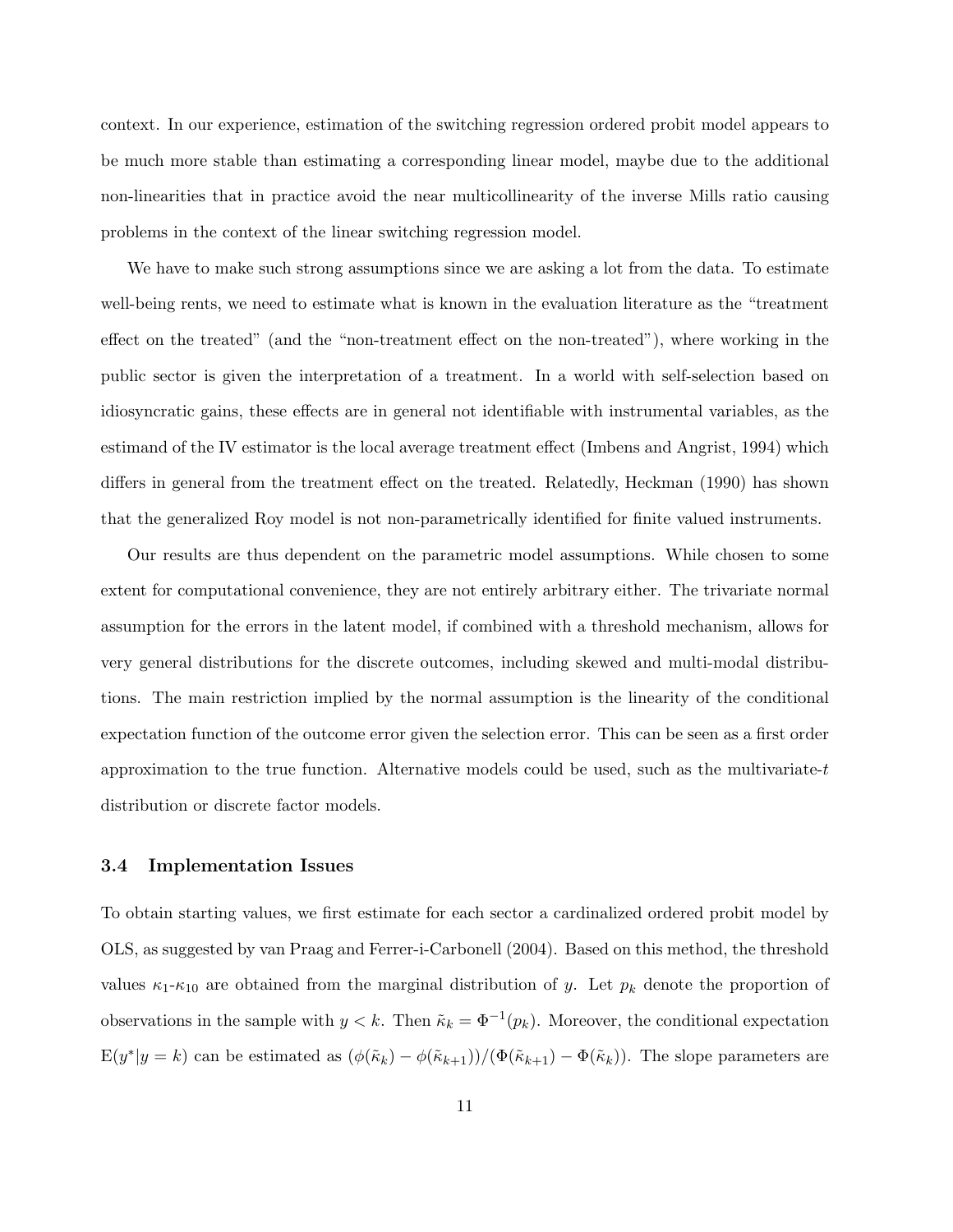context. In our experience, estimation of the switching regression ordered probit model appears to be much more stable than estimating a corresponding linear model, maybe due to the additional non-linearities that in practice avoid the near multicollinearity of the inverse Mills ratio causing problems in the context of the linear switching regression model.

We have to make such strong assumptions since we are asking a lot from the data. To estimate well-being rents, we need to estimate what is known in the evaluation literature as the "treatment effect on the treated" (and the "non-treatment effect on the non-treated"), where working in the public sector is given the interpretation of a treatment. In a world with self-selection based on idiosyncratic gains, these effects are in general not identifiable with instrumental variables, as the estimand of the IV estimator is the local average treatment effect (Imbens and Angrist, 1994) which differs in general from the treatment effect on the treated. Relatedly, Heckman (1990) has shown that the generalized Roy model is not non-parametrically identified for finite valued instruments.

Our results are thus dependent on the parametric model assumptions. While chosen to some extent for computational convenience, they are not entirely arbitrary either. The trivariate normal assumption for the errors in the latent model, if combined with a threshold mechanism, allows for very general distributions for the discrete outcomes, including skewed and multi-modal distributions. The main restriction implied by the normal assumption is the linearity of the conditional expectation function of the outcome error given the selection error. This can be seen as a first order approximation to the true function. Alternative models could be used, such as the multivariate-$t$ distribution or discrete factor models.

### 3.4 Implementation Issues

To obtain starting values, we first estimate for each sector a cardinalized ordered probit model by OLS, as suggested by van Praag and Ferrer-i-Carbonell (2004). Based on this method, the threshold values $\kappa_1$-$\kappa_{10}$ are obtained from the marginal distribution of $y$. Let $p_k$ denote the proportion of observations in the sample with $y < k$. Then $\tilde{\kappa}_k = \Phi^{-1}(p_k)$. Moreover, the conditional expectation $\mathrm{E}(y^*|y = k)$ can be estimated as $(\phi(\tilde{\kappa}_k) - \phi(\tilde{\kappa}_{k+1}))/(\Phi(\tilde{\kappa}_{k+1}) - \Phi(\tilde{\kappa}_k))$. The slope parameters are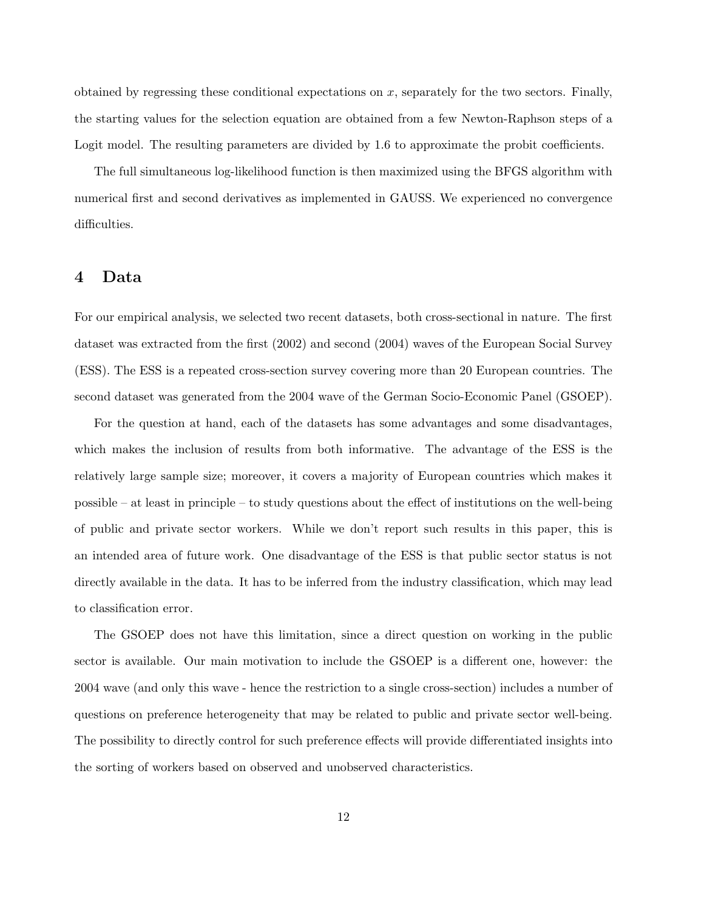obtained by regressing these conditional expectations on $x$, separately for the two sectors. Finally, the starting values for the selection equation are obtained from a few Newton-Raphson steps of a Logit model. The resulting parameters are divided by 1.6 to approximate the probit coefficients.

The full simultaneous log-likelihood function is then maximized using the BFGS algorithm with numerical first and second derivatives as implemented in GAUSS. We experienced no convergence difficulties.

# 4 Data

For our empirical analysis, we selected two recent datasets, both cross-sectional in nature. The first dataset was extracted from the first (2002) and second (2004) waves of the European Social Survey (ESS). The ESS is a repeated cross-section survey covering more than 20 European countries. The second dataset was generated from the 2004 wave of the German Socio-Economic Panel (GSOEP).

For the question at hand, each of the datasets has some advantages and some disadvantages, which makes the inclusion of results from both informative. The advantage of the ESS is the relatively large sample size; moreover, it covers a majority of European countries which makes it possible – at least in principle – to study questions about the effect of institutions on the well-being of public and private sector workers. While we don't report such results in this paper, this is an intended area of future work. One disadvantage of the ESS is that public sector status is not directly available in the data. It has to be inferred from the industry classification, which may lead to classification error.

The GSOEP does not have this limitation, since a direct question on working in the public sector is available. Our main motivation to include the GSOEP is a different one, however: the 2004 wave (and only this wave - hence the restriction to a single cross-section) includes a number of questions on preference heterogeneity that may be related to public and private sector well-being. The possibility to directly control for such preference effects will provide differentiated insights into the sorting of workers based on observed and unobserved characteristics.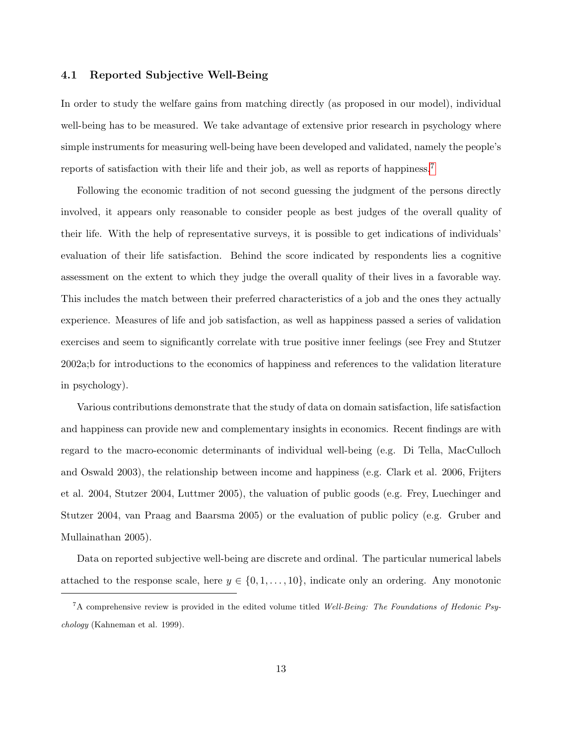### 4.1 Reported Subjective Well-Being

In order to study the welfare gains from matching directly (as proposed in our model), individual well-being has to be measured. We take advantage of extensive prior research in psychology where simple instruments for measuring well-being have been developed and validated, namely the people's reports of satisfaction with their life and their job, as well as reports of happiness.[7]

Following the economic tradition of not second guessing the judgment of the persons directly involved, it appears only reasonable to consider people as best judges of the overall quality of their life. With the help of representative surveys, it is possible to get indications of individuals' evaluation of their life satisfaction. Behind the score indicated by respondents lies a cognitive assessment on the extent to which they judge the overall quality of their lives in a favorable way. This includes the match between their preferred characteristics of a job and the ones they actually experience. Measures of life and job satisfaction, as well as happiness passed a series of validation exercises and seem to significantly correlate with true positive inner feelings (see Frey and Stutzer 2002a;b for introductions to the economics of happiness and references to the validation literature in psychology).

Various contributions demonstrate that the study of data on domain satisfaction, life satisfaction and happiness can provide new and complementary insights in economics. Recent findings are with regard to the macro-economic determinants of individual well-being (e.g. Di Tella, MacCulloch and Oswald 2003), the relationship between income and happiness (e.g. Clark et al. 2006, Frijters et al. 2004, Stutzer 2004, Luttmer 2005), the valuation of public goods (e.g. Frey, Luechinger and Stutzer 2004, van Praag and Baarsma 2005) or the evaluation of public policy (e.g. Gruber and Mullainathan 2005).

Data on reported subjective well-being are discrete and ordinal. The particular numerical labels attached to the response scale, here $y \in \{0, 1, \ldots, 10\}$, indicate only an ordering. Any monotonic

[7] A comprehensive review is provided in the edited volume titled *Well-Being: The Foundations of Hedonic Psychology* (Kahneman et al. 1999).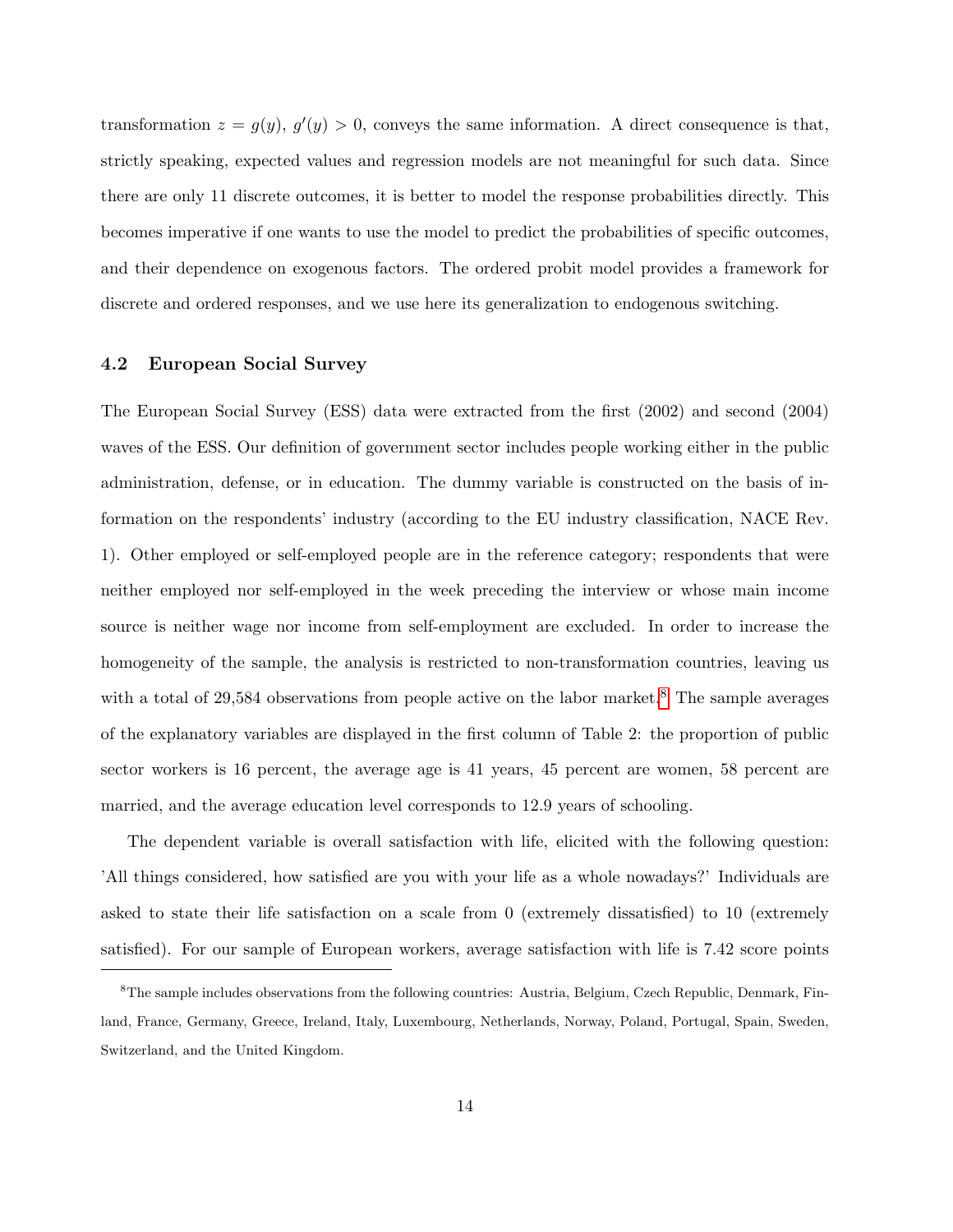transformation $z = g(y)$, $g'(y) > 0$, conveys the same information. A direct consequence is that, strictly speaking, expected values and regression models are not meaningful for such data. Since there are only 11 discrete outcomes, it is better to model the response probabilities directly. This becomes imperative if one wants to use the model to predict the probabilities of specific outcomes, and their dependence on exogenous factors. The ordered probit model provides a framework for discrete and ordered responses, and we use here its generalization to endogenous switching.

### 4.2 European Social Survey

The European Social Survey (ESS) data were extracted from the first (2002) and second (2004) waves of the ESS. Our definition of government sector includes people working either in the public administration, defense, or in education. The dummy variable is constructed on the basis of information on the respondents' industry (according to the EU industry classification, NACE Rev. 1). Other employed or self-employed people are in the reference category; respondents that were neither employed nor self-employed in the week preceding the interview or whose main income source is neither wage nor income from self-employment are excluded. In order to increase the homogeneity of the sample, the analysis is restricted to non-transformation countries, leaving us with a total of 29,584 observations from people active on the labor market.[8] The sample averages of the explanatory variables are displayed in the first column of Table 2: the proportion of public sector workers is 16 percent, the average age is 41 years, 45 percent are women, 58 percent are married, and the average education level corresponds to 12.9 years of schooling.

The dependent variable is overall satisfaction with life, elicited with the following question: 'All things considered, how satisfied are you with your life as a whole nowadays?' Individuals are asked to state their life satisfaction on a scale from 0 (extremely dissatisfied) to 10 (extremely satisfied). For our sample of European workers, average satisfaction with life is 7.42 score points

[8] The sample includes observations from the following countries: Austria, Belgium, Czech Republic, Denmark, Finland, France, Germany, Greece, Ireland, Italy, Luxembourg, Netherlands, Norway, Poland, Portugal, Spain, Sweden, Switzerland, and the United Kingdom.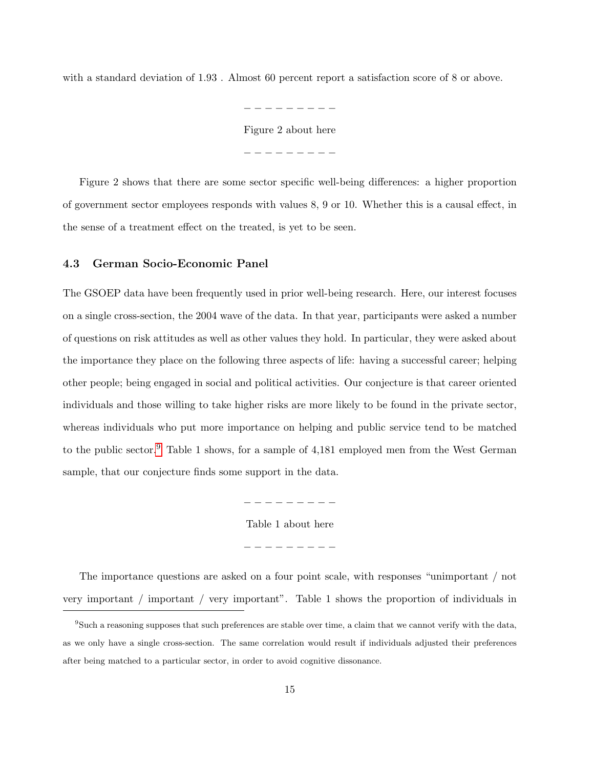with a standard deviation of 1.93 . Almost 60 percent report a satisfaction score of 8 or above.

− − − − − − − − −

Figure 2 about here

− − − − − − − − −

Figure 2 shows that there are some sector specific well-being differences: a higher proportion of government sector employees responds with values 8, 9 or 10. Whether this is a causal effect, in the sense of a treatment effect on the treated, is yet to be seen.

### 4.3 German Socio-Economic Panel

The GSOEP data have been frequently used in prior well-being research. Here, our interest focuses on a single cross-section, the 2004 wave of the data. In that year, participants were asked a number of questions on risk attitudes as well as other values they hold. In particular, they were asked about the importance they place on the following three aspects of life: having a successful career; helping other people; being engaged in social and political activities. Our conjecture is that career oriented individuals and those willing to take higher risks are more likely to be found in the private sector, whereas individuals who put more importance on helping and public service tend to be matched to the public sector.[9] Table 1 shows, for a sample of 4,181 employed men from the West German sample, that our conjecture finds some support in the data.

− − − − − − − − −

Table 1 about here

− − − − − − − − −

The importance questions are asked on a four point scale, with responses "unimportant / not very important / important / very important". Table 1 shows the proportion of individuals in

[9] Such a reasoning supposes that such preferences are stable over time, a claim that we cannot verify with the data, as we only have a single cross-section. The same correlation would result if individuals adjusted their preferences after being matched to a particular sector, in order to avoid cognitive dissonance.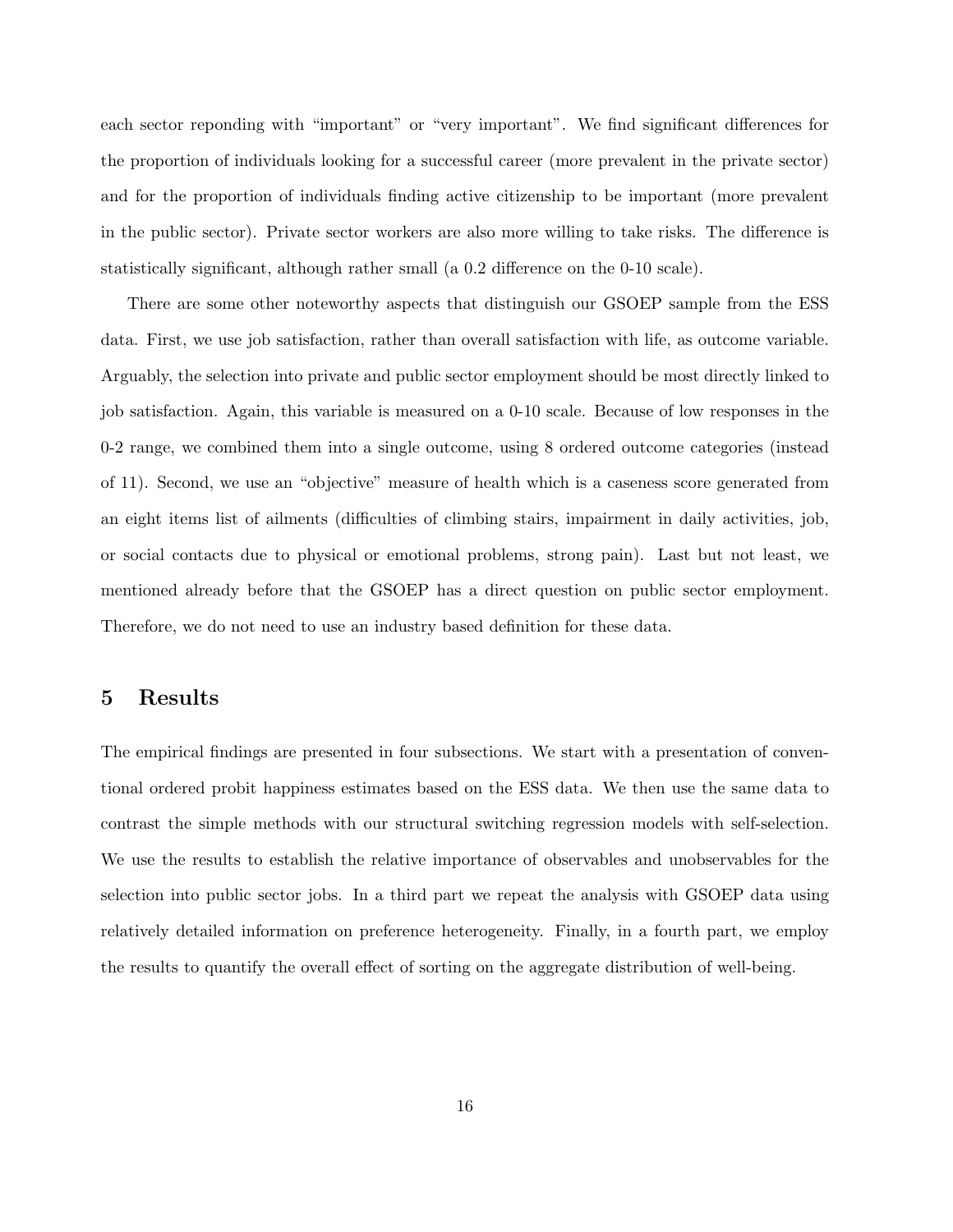each sector reponding with "important" or "very important". We find significant differences for the proportion of individuals looking for a successful career (more prevalent in the private sector) and for the proportion of individuals finding active citizenship to be important (more prevalent in the public sector). Private sector workers are also more willing to take risks. The difference is statistically significant, although rather small (a 0.2 difference on the 0-10 scale).

There are some other noteworthy aspects that distinguish our GSOEP sample from the ESS data. First, we use job satisfaction, rather than overall satisfaction with life, as outcome variable. Arguably, the selection into private and public sector employment should be most directly linked to job satisfaction. Again, this variable is measured on a 0-10 scale. Because of low responses in the 0-2 range, we combined them into a single outcome, using 8 ordered outcome categories (instead of 11). Second, we use an "objective" measure of health which is a caseness score generated from an eight items list of ailments (difficulties of climbing stairs, impairment in daily activities, job, or social contacts due to physical or emotional problems, strong pain). Last but not least, we mentioned already before that the GSOEP has a direct question on public sector employment. Therefore, we do not need to use an industry based definition for these data.

# 5 Results

The empirical findings are presented in four subsections. We start with a presentation of conventional ordered probit happiness estimates based on the ESS data. We then use the same data to contrast the simple methods with our structural switching regression models with self-selection. We use the results to establish the relative importance of observables and unobservables for the selection into public sector jobs. In a third part we repeat the analysis with GSOEP data using relatively detailed information on preference heterogeneity. Finally, in a fourth part, we employ the results to quantify the overall effect of sorting on the aggregate distribution of well-being.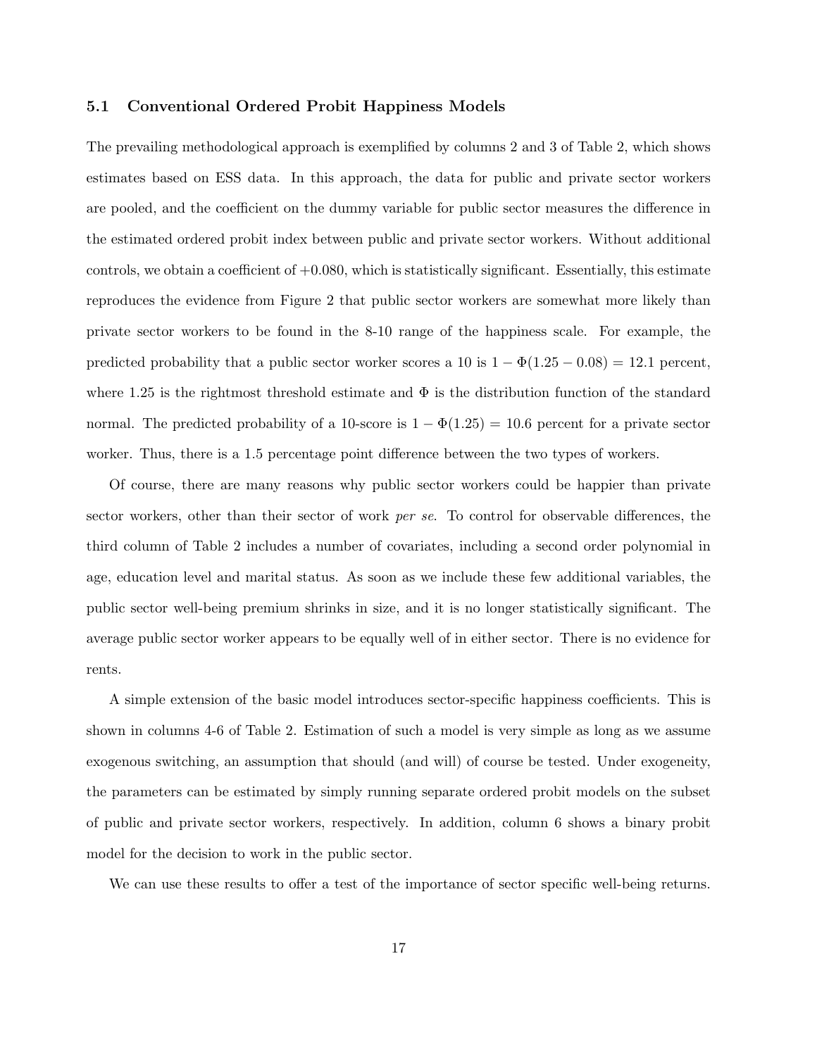### 5.1 Conventional Ordered Probit Happiness Models

The prevailing methodological approach is exemplified by columns 2 and 3 of Table 2, which shows estimates based on ESS data. In this approach, the data for public and private sector workers are pooled, and the coefficient on the dummy variable for public sector measures the difference in the estimated ordered probit index between public and private sector workers. Without additional controls, we obtain a coefficient of +0.080, which is statistically significant. Essentially, this estimate reproduces the evidence from Figure 2 that public sector workers are somewhat more likely than private sector workers to be found in the 8-10 range of the happiness scale. For example, the predicted probability that a public sector worker scores a 10 is $1 - \Phi(1.25 - 0.08) = 12.1$ percent, where 1.25 is the rightmost threshold estimate and $\Phi$ is the distribution function of the standard normal. The predicted probability of a 10-score is $1 - \Phi(1.25) = 10.6$ percent for a private sector worker. Thus, there is a 1.5 percentage point difference between the two types of workers.

Of course, there are many reasons why public sector workers could be happier than private sector workers, other than their sector of work *per se*. To control for observable differences, the third column of Table 2 includes a number of covariates, including a second order polynomial in age, education level and marital status. As soon as we include these few additional variables, the public sector well-being premium shrinks in size, and it is no longer statistically significant. The average public sector worker appears to be equally well of in either sector. There is no evidence for rents.

A simple extension of the basic model introduces sector-specific happiness coefficients. This is shown in columns 4-6 of Table 2. Estimation of such a model is very simple as long as we assume exogenous switching, an assumption that should (and will) of course be tested. Under exogeneity, the parameters can be estimated by simply running separate ordered probit models on the subset of public and private sector workers, respectively. In addition, column 6 shows a binary probit model for the decision to work in the public sector.

We can use these results to offer a test of the importance of sector specific well-being returns.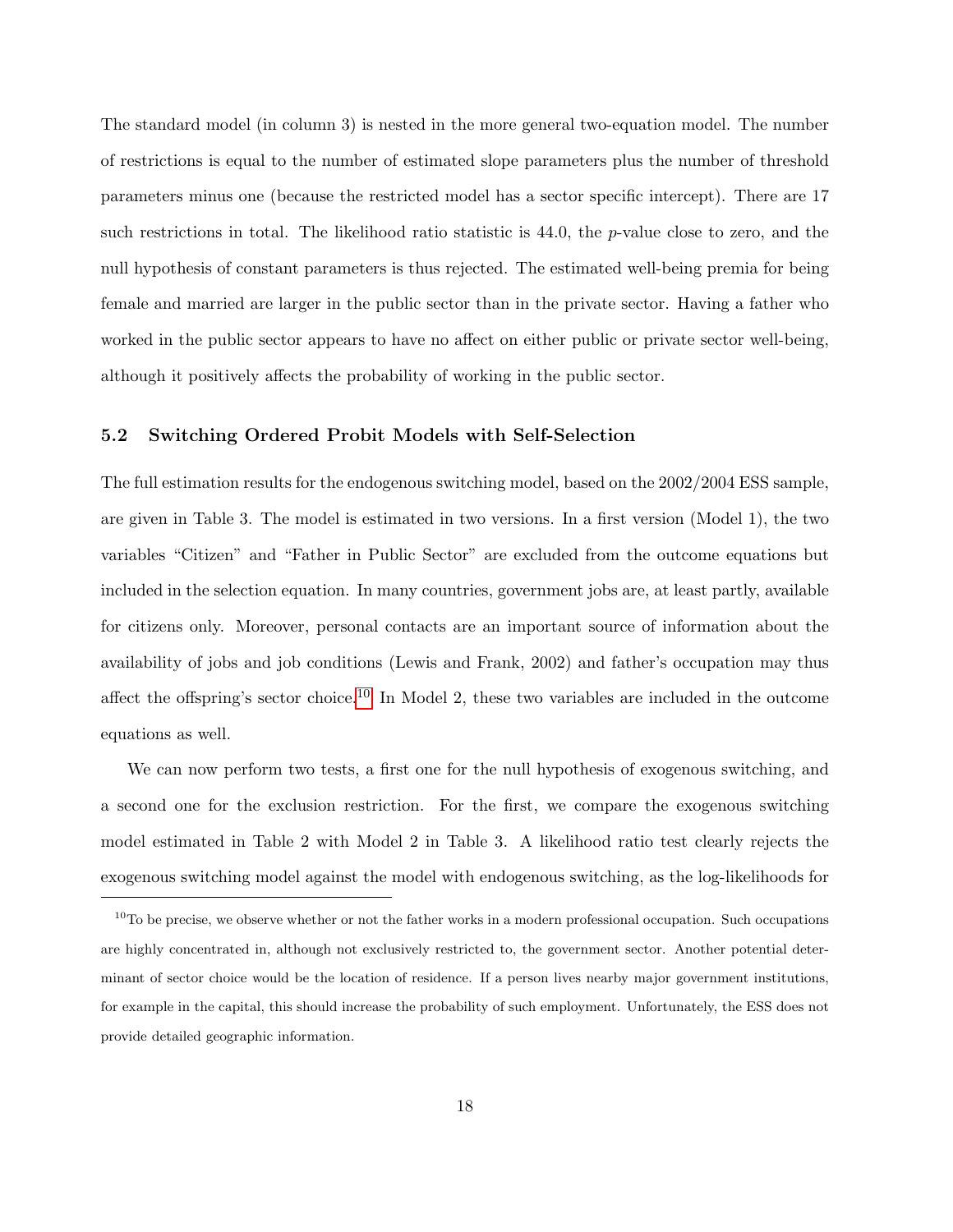The standard model (in column 3) is nested in the more general two-equation model. The number of restrictions is equal to the number of estimated slope parameters plus the number of threshold parameters minus one (because the restricted model has a sector specific intercept). There are 17 such restrictions in total. The likelihood ratio statistic is 44.0, the $p$-value close to zero, and the null hypothesis of constant parameters is thus rejected. The estimated well-being premia for being female and married are larger in the public sector than in the private sector. Having a father who worked in the public sector appears to have no affect on either public or private sector well-being, although it positively affects the probability of working in the public sector.

### 5.2 Switching Ordered Probit Models with Self-Selection

The full estimation results for the endogenous switching model, based on the 2002/2004 ESS sample, are given in Table 3. The model is estimated in two versions. In a first version (Model 1), the two variables "Citizen" and "Father in Public Sector" are excluded from the outcome equations but included in the selection equation. In many countries, government jobs are, at least partly, available for citizens only. Moreover, personal contacts are an important source of information about the availability of jobs and job conditions (Lewis and Frank, 2002) and father's occupation may thus affect the offspring's sector choice.[10] In Model 2, these two variables are included in the outcome equations as well.

We can now perform two tests, a first one for the null hypothesis of exogenous switching, and a second one for the exclusion restriction. For the first, we compare the exogenous switching model estimated in Table 2 with Model 2 in Table 3. A likelihood ratio test clearly rejects the exogenous switching model against the model with endogenous switching, as the log-likelihoods for

[10] To be precise, we observe whether or not the father works in a modern professional occupation. Such occupations are highly concentrated in, although not exclusively restricted to, the government sector. Another potential determinant of sector choice would be the location of residence. If a person lives nearby major government institutions, for example in the capital, this should increase the probability of such employment. Unfortunately, the ESS does not provide detailed geographic information.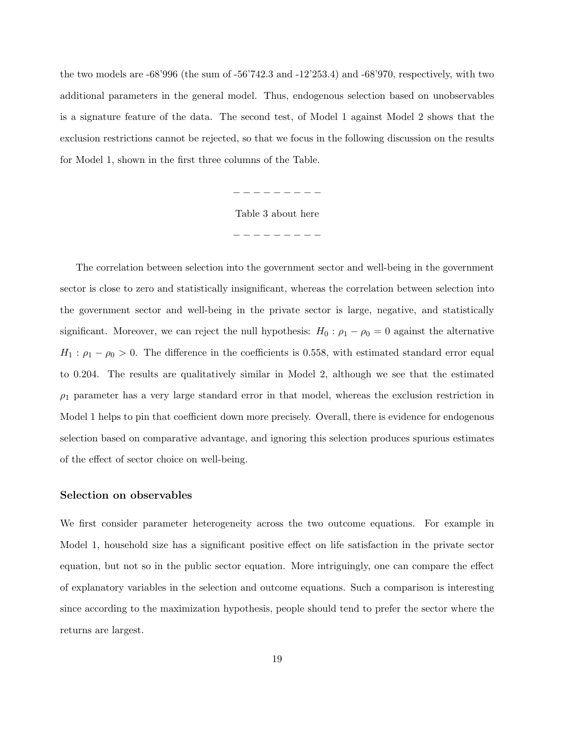the two models are -68'996 (the sum of -56'742.3 and -12'253.4) and -68'970, respectively, with two additional parameters in the general model. Thus, endogenous selection based on unobservables is a signature feature of the data. The second test, of Model 1 against Model 2 shows that the exclusion restrictions cannot be rejected, so that we focus in the following discussion on the results for Model 1, shown in the first three columns of the Table.

– – – – – – – – –

Table 3 about here

– – – – – – – – –

The correlation between selection into the government sector and well-being in the government sector is close to zero and statistically insignificant, whereas the correlation between selection into the government sector and well-being in the private sector is large, negative, and statistically significant. Moreover, we can reject the null hypothesis: $H_0 : \rho_1 - \rho_0 = 0$ against the alternative $H_1 : \rho_1 - \rho_0 > 0$. The difference in the coefficients is 0.558, with estimated standard error equal to 0.204. The results are qualitatively similar in Model 2, although we see that the estimated $\rho_1$ parameter has a very large standard error in that model, whereas the exclusion restriction in Model 1 helps to pin that coefficient down more precisely. Overall, there is evidence for endogenous selection based on comparative advantage, and ignoring this selection produces spurious estimates of the effect of sector choice on well-being.

### Selection on observables

We first consider parameter heterogeneity across the two outcome equations. For example in Model 1, household size has a significant positive effect on life satisfaction in the private sector equation, but not so in the public sector equation. More intriguingly, one can compare the effect of explanatory variables in the selection and outcome equations. Such a comparison is interesting since according to the maximization hypothesis, people should tend to prefer the sector where the returns are largest.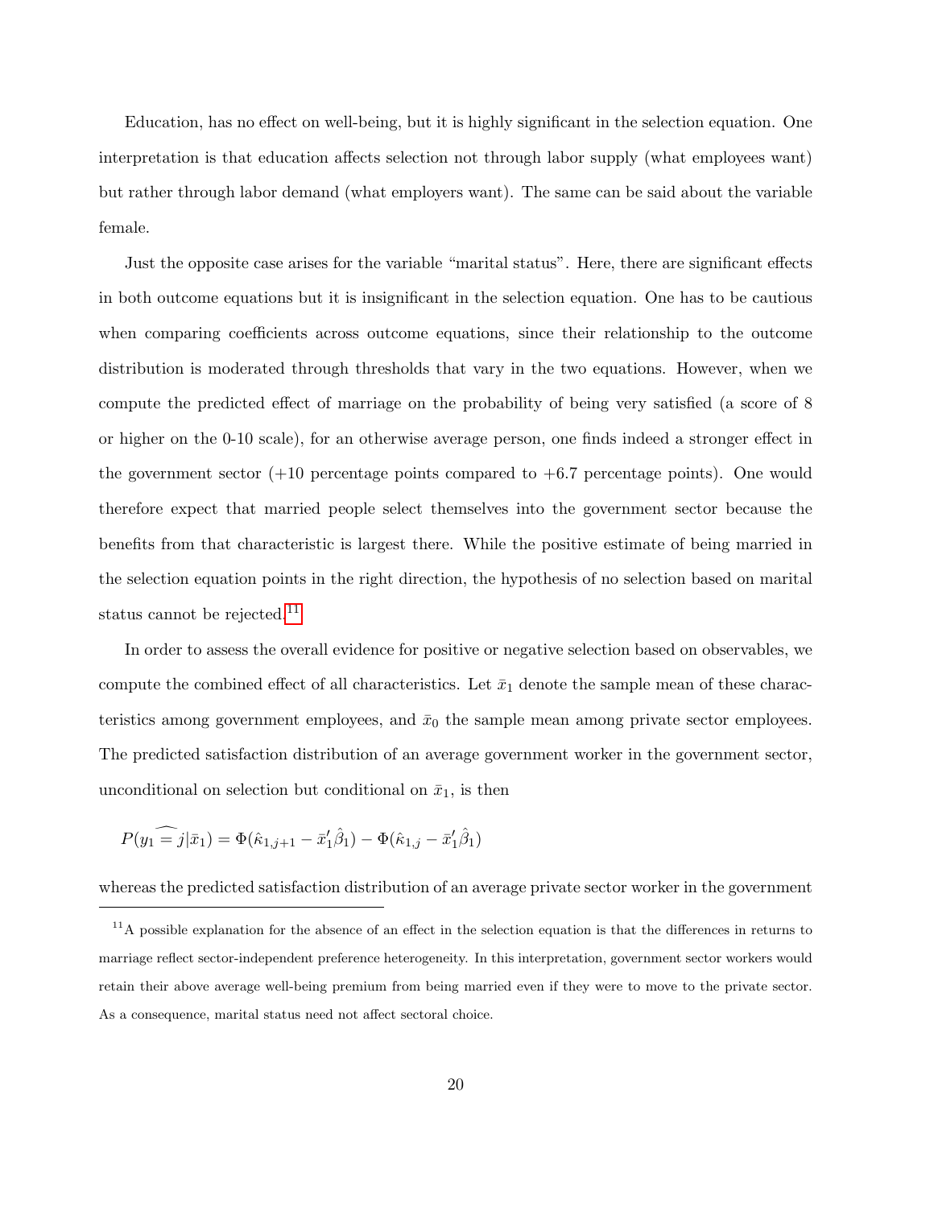Education, has no effect on well-being, but it is highly significant in the selection equation. One interpretation is that education affects selection not through labor supply (what employees want) but rather through labor demand (what employers want). The same can be said about the variable female.

Just the opposite case arises for the variable "marital status". Here, there are significant effects in both outcome equations but it is insignificant in the selection equation. One has to be cautious when comparing coefficients across outcome equations, since their relationship to the outcome distribution is moderated through thresholds that vary in the two equations. However, when we compute the predicted effect of marriage on the probability of being very satisfied (a score of 8 or higher on the 0-10 scale), for an otherwise average person, one finds indeed a stronger effect in the government sector (+10 percentage points compared to +6.7 percentage points). One would therefore expect that married people select themselves into the government sector because the benefits from that characteristic is largest there. While the positive estimate of being married in the selection equation points in the right direction, the hypothesis of no selection based on marital status cannot be rejected.[11]

In order to assess the overall evidence for positive or negative selection based on observables, we compute the combined effect of all characteristics. Let $\bar{x}_1$ denote the sample mean of these characteristics among government employees, and $\bar{x}_0$ the sample mean among private sector employees. The predicted satisfaction distribution of an average government worker in the government sector, unconditional on selection but conditional on $\bar{x}_1$, is then

$$P(\widehat{y_1 = j}|\bar{x}_1) = \Phi(\hat{\kappa}_{1,j+1} - \bar{x}_1'\hat{\beta}_1) - \Phi(\hat{\kappa}_{1,j} - \bar{x}_1'\hat{\beta}_1)$$

whereas the predicted satisfaction distribution of an average private sector worker in the government

[11] A possible explanation for the absence of an effect in the selection equation is that the differences in returns to marriage reflect sector-independent preference heterogeneity. In this interpretation, government sector workers would retain their above average well-being premium from being married even if they were to move to the private sector. As a consequence, marital status need not affect sectoral choice.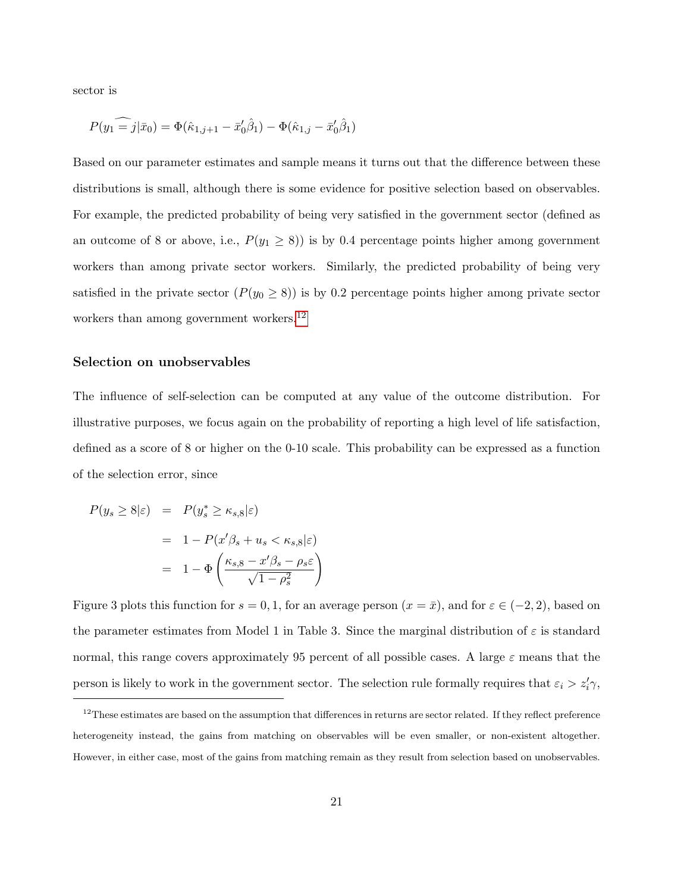sector is

$$P(\widehat{y_1 = j}|\bar{x}_0) = \Phi(\hat{\kappa}_{1,j+1} - \bar{x}_0'\hat{\beta}_1) - \Phi(\hat{\kappa}_{1,j} - \bar{x}_0'\hat{\beta}_1)$$

Based on our parameter estimates and sample means it turns out that the difference between these distributions is small, although there is some evidence for positive selection based on observables. For example, the predicted probability of being very satisfied in the government sector (defined as an outcome of 8 or above, i.e., $P(y_1 \geq 8)$) is by 0.4 percentage points higher among government workers than among private sector workers. Similarly, the predicted probability of being very satisfied in the private sector ($P(y_0 \geq 8)$) is by 0.2 percentage points higher among private sector workers than among government workers.[12]

### Selection on unobservables

The influence of self-selection can be computed at any value of the outcome distribution. For illustrative purposes, we focus again on the probability of reporting a high level of life satisfaction, defined as a score of 8 or higher on the 0-10 scale. This probability can be expressed as a function of the selection error, since

$$\begin{aligned}
P(y_s \geq 8|\varepsilon) &= P(y_s^* \geq \kappa_{s,8}|\varepsilon) \\
&= 1 - P(x'\beta_s + u_s < \kappa_{s,8}|\varepsilon) \\
&= 1 - \Phi\left(\frac{\kappa_{s,8} - x'\beta_s - \rho_s\varepsilon}{\sqrt{1-\rho_s^2}}\right)
\end{aligned}$$

Figure 3 plots this function for $s = 0, 1$, for an average person ($x = \bar{x}$), and for $\varepsilon \in (-2, 2)$, based on the parameter estimates from Model 1 in Table 3. Since the marginal distribution of $\varepsilon$ is standard normal, this range covers approximately 95 percent of all possible cases. A large $\varepsilon$ means that the person is likely to work in the government sector. The selection rule formally requires that $\varepsilon_i > z_i'\gamma$,

[12] These estimates are based on the assumption that differences in returns are sector related. If they reflect preference heterogeneity instead, the gains from matching on observables will be even smaller, or non-existent altogether. However, in either case, most of the gains from matching remain as they result from selection based on unobservables.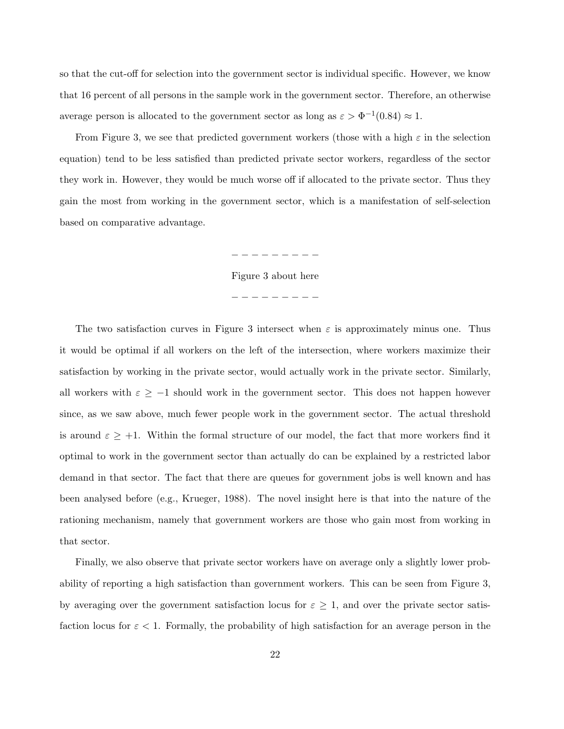so that the cut-off for selection into the government sector is individual specific. However, we know that 16 percent of all persons in the sample work in the government sector. Therefore, an otherwise average person is allocated to the government sector as long as $\varepsilon > \Phi^{-1}(0.84) \approx 1$.

From Figure 3, we see that predicted government workers (those with a high $\varepsilon$ in the selection equation) tend to be less satisfied than predicted private sector workers, regardless of the sector they work in. However, they would be much worse off if allocated to the private sector. Thus they gain the most from working in the government sector, which is a manifestation of self-selection based on comparative advantage.

– – – – – – – – –

Figure 3 about here

– – – – – – – – –

The two satisfaction curves in Figure 3 intersect when $\varepsilon$ is approximately minus one. Thus it would be optimal if all workers on the left of the intersection, where workers maximize their satisfaction by working in the private sector, would actually work in the private sector. Similarly, all workers with $\varepsilon \geq -1$ should work in the government sector. This does not happen however since, as we saw above, much fewer people work in the government sector. The actual threshold is around $\varepsilon \geq +1$. Within the formal structure of our model, the fact that more workers find it optimal to work in the government sector than actually do can be explained by a restricted labor demand in that sector. The fact that there are queues for government jobs is well known and has been analysed before (e.g., Krueger, 1988). The novel insight here is that into the nature of the rationing mechanism, namely that government workers are those who gain most from working in that sector.

Finally, we also observe that private sector workers have on average only a slightly lower probability of reporting a high satisfaction than government workers. This can be seen from Figure 3, by averaging over the government satisfaction locus for $\varepsilon \geq 1$, and over the private sector satisfaction locus for $\varepsilon < 1$. Formally, the probability of high satisfaction for an average person in the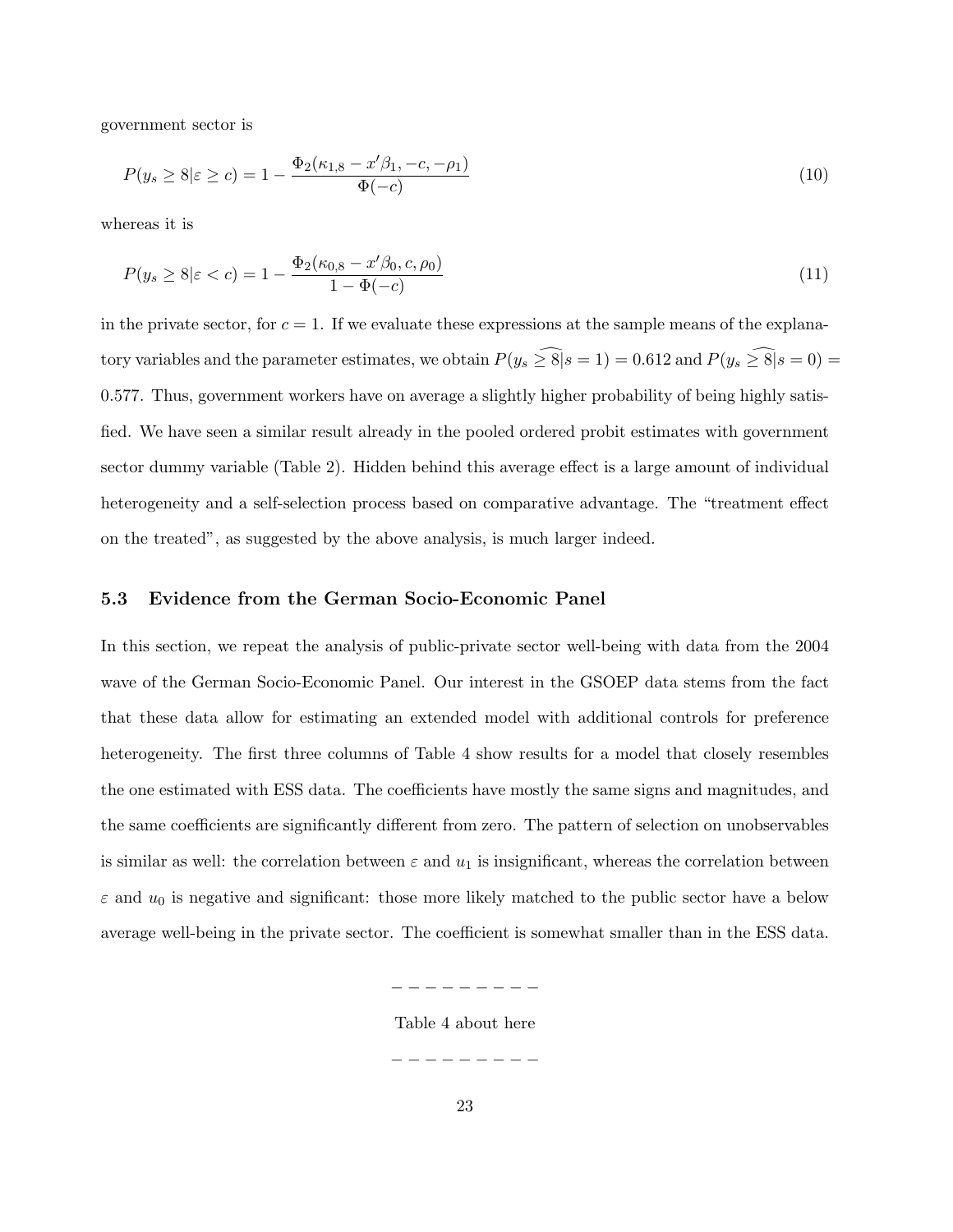government sector is

$$P(y_s \geq 8|\varepsilon \geq c) = 1 - \frac{\Phi_2(\kappa_{1,8} - x'\beta_1, -c, -\rho_1)}{\Phi(-c)} \tag{10}$$

whereas it is

$$P(y_s \geq 8|\varepsilon < c) = 1 - \frac{\Phi_2(\kappa_{0,8} - x'\beta_0, c, \rho_0)}{1 - \Phi(-c)} \tag{11}$$

in the private sector, for $c = 1$. If we evaluate these expressions at the sample means of the explanatory variables and the parameter estimates, we obtain $P(y_s \widehat{\geq 8|}s = 1) = 0.612$ and $P(y_s \widehat{\geq 8|}s = 0) = 0.577$. Thus, government workers have on average a slightly higher probability of being highly satisfied. We have seen a similar result already in the pooled ordered probit estimates with government sector dummy variable (Table 2). Hidden behind this average effect is a large amount of individual heterogeneity and a self-selection process based on comparative advantage. The "treatment effect on the treated", as suggested by the above analysis, is much larger indeed.

### 5.3 Evidence from the German Socio-Economic Panel

In this section, we repeat the analysis of public-private sector well-being with data from the 2004 wave of the German Socio-Economic Panel. Our interest in the GSOEP data stems from the fact that these data allow for estimating an extended model with additional controls for preference heterogeneity. The first three columns of Table 4 show results for a model that closely resembles the one estimated with ESS data. The coefficients have mostly the same signs and magnitudes, and the same coefficients are significantly different from zero. The pattern of selection on unobservables is similar as well: the correlation between $\varepsilon$ and $u_1$ is insignificant, whereas the correlation between $\varepsilon$ and $u_0$ is negative and significant: those more likely matched to the public sector have a below average well-being in the private sector. The coefficient is somewhat smaller than in the ESS data.

– – – – – – – – –

Table 4 about here

– – – – – – – – –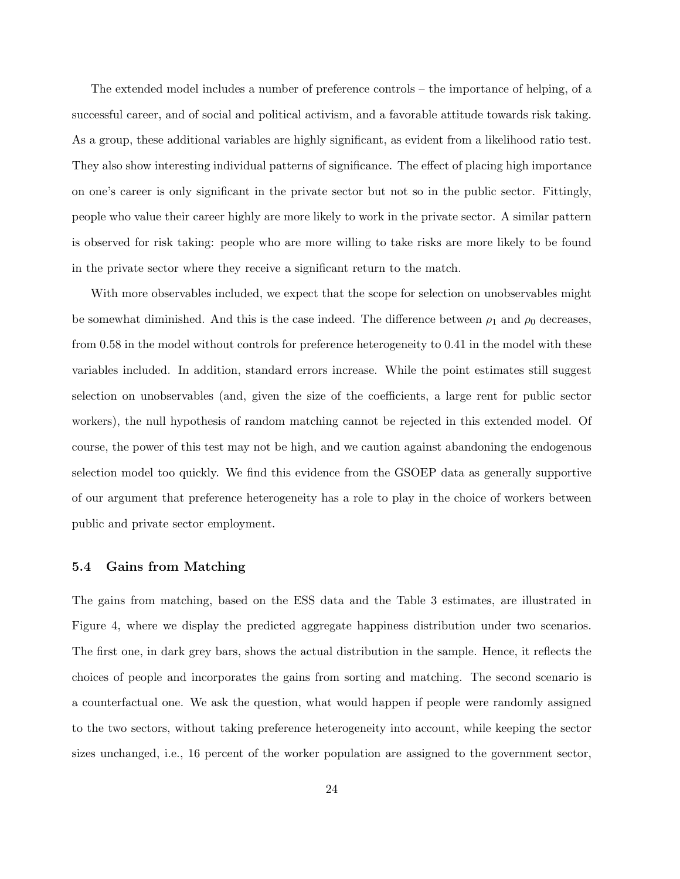The extended model includes a number of preference controls – the importance of helping, of a successful career, and of social and political activism, and a favorable attitude towards risk taking. As a group, these additional variables are highly significant, as evident from a likelihood ratio test. They also show interesting individual patterns of significance. The effect of placing high importance on one's career is only significant in the private sector but not so in the public sector. Fittingly, people who value their career highly are more likely to work in the private sector. A similar pattern is observed for risk taking: people who are more willing to take risks are more likely to be found in the private sector where they receive a significant return to the match.

With more observables included, we expect that the scope for selection on unobservables might be somewhat diminished. And this is the case indeed. The difference between $\rho_1$ and $\rho_0$ decreases, from 0.58 in the model without controls for preference heterogeneity to 0.41 in the model with these variables included. In addition, standard errors increase. While the point estimates still suggest selection on unobservables (and, given the size of the coefficients, a large rent for public sector workers), the null hypothesis of random matching cannot be rejected in this extended model. Of course, the power of this test may not be high, and we caution against abandoning the endogenous selection model too quickly. We find this evidence from the GSOEP data as generally supportive of our argument that preference heterogeneity has a role to play in the choice of workers between public and private sector employment.

### 5.4 Gains from Matching

The gains from matching, based on the ESS data and the Table 3 estimates, are illustrated in Figure 4, where we display the predicted aggregate happiness distribution under two scenarios. The first one, in dark grey bars, shows the actual distribution in the sample. Hence, it reflects the choices of people and incorporates the gains from sorting and matching. The second scenario is a counterfactual one. We ask the question, what would happen if people were randomly assigned to the two sectors, without taking preference heterogeneity into account, while keeping the sector sizes unchanged, i.e., 16 percent of the worker population are assigned to the government sector,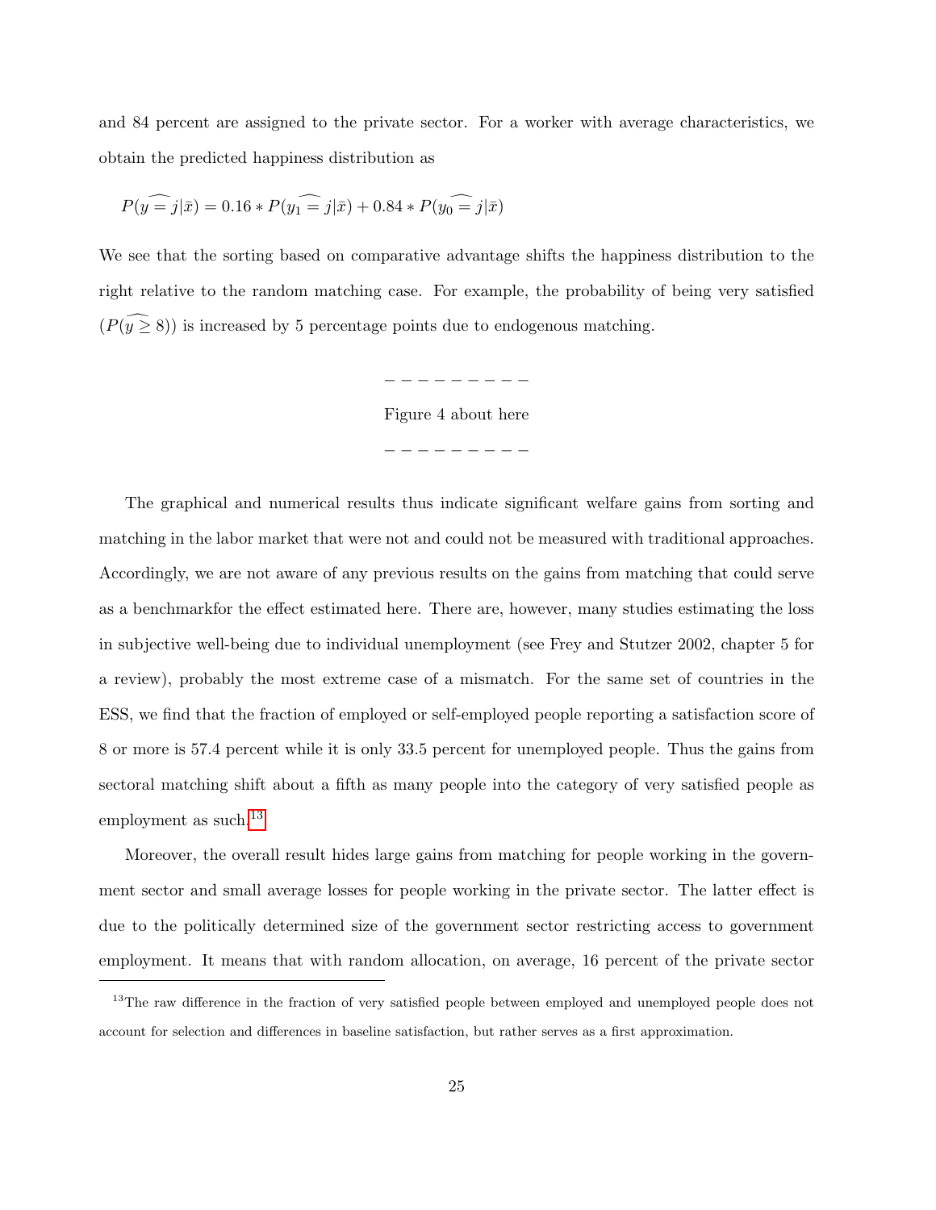and 84 percent are assigned to the private sector. For a worker with average characteristics, we obtain the predicted happiness distribution as

$$P(\widehat{y = j}|\bar{x}) = 0.16 * P(\widehat{y_1 = j}|\bar{x}) + 0.84 * P(\widehat{y_0 = j}|\bar{x})$$

We see that the sorting based on comparative advantage shifts the happiness distribution to the right relative to the random matching case. For example, the probability of being very satisfied ($P(\widehat{y \geq 8})$) is increased by 5 percentage points due to endogenous matching.

− − − − − − − − −

Figure 4 about here

− − − − − − − − −

The graphical and numerical results thus indicate significant welfare gains from sorting and matching in the labor market that were not and could not be measured with traditional approaches. Accordingly, we are not aware of any previous results on the gains from matching that could serve as a benchmarkfor the effect estimated here. There are, however, many studies estimating the loss in subjective well-being due to individual unemployment (see Frey and Stutzer 2002, chapter 5 for a review), probably the most extreme case of a mismatch. For the same set of countries in the ESS, we find that the fraction of employed or self-employed people reporting a satisfaction score of 8 or more is 57.4 percent while it is only 33.5 percent for unemployed people. Thus the gains from sectoral matching shift about a fifth as many people into the category of very satisfied people as employment as such.[13]

Moreover, the overall result hides large gains from matching for people working in the government sector and small average losses for people working in the private sector. The latter effect is due to the politically determined size of the government sector restricting access to government employment. It means that with random allocation, on average, 16 percent of the private sector

[13] The raw difference in the fraction of very satisfied people between employed and unemployed people does not account for selection and differences in baseline satisfaction, but rather serves as a first approximation.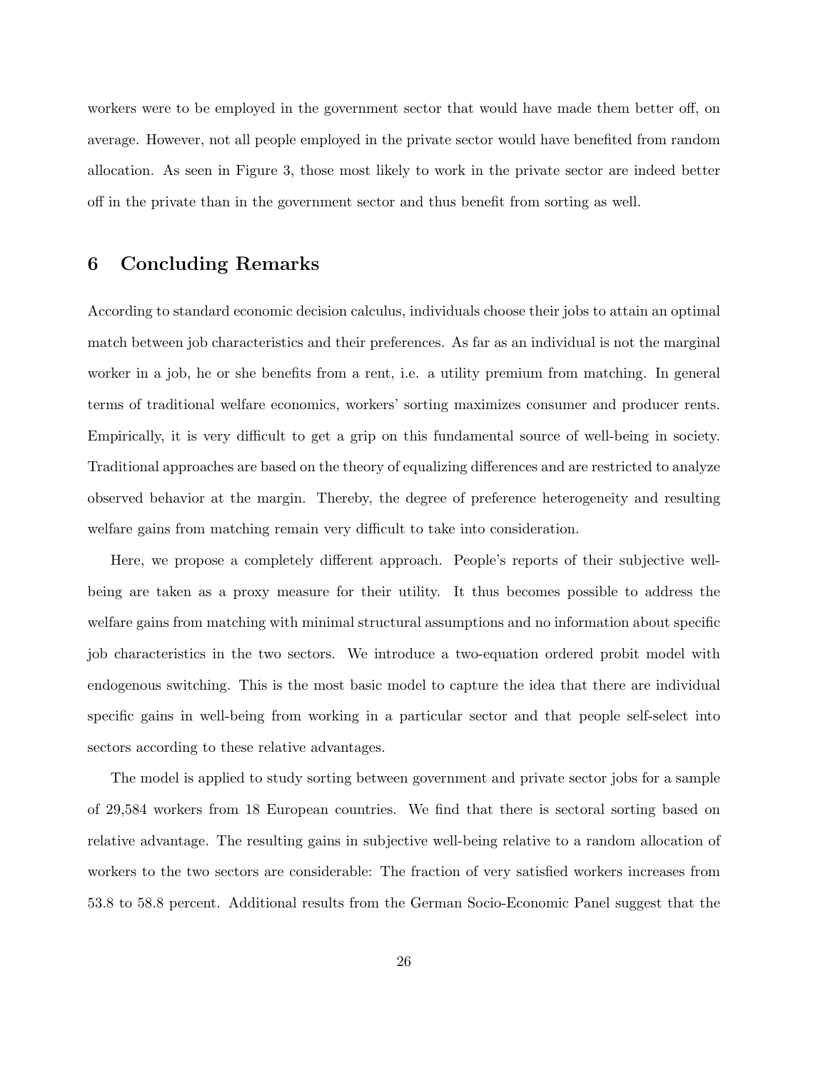workers were to be employed in the government sector that would have made them better off, on average. However, not all people employed in the private sector would have benefited from random allocation. As seen in Figure 3, those most likely to work in the private sector are indeed better off in the private than in the government sector and thus benefit from sorting as well.

## 6 Concluding Remarks

According to standard economic decision calculus, individuals choose their jobs to attain an optimal match between job characteristics and their preferences. As far as an individual is not the marginal worker in a job, he or she benefits from a rent, i.e. a utility premium from matching. In general terms of traditional welfare economics, workers' sorting maximizes consumer and producer rents. Empirically, it is very difficult to get a grip on this fundamental source of well-being in society. Traditional approaches are based on the theory of equalizing differences and are restricted to analyze observed behavior at the margin. Thereby, the degree of preference heterogeneity and resulting welfare gains from matching remain very difficult to take into consideration.

Here, we propose a completely different approach. People's reports of their subjective well-being are taken as a proxy measure for their utility. It thus becomes possible to address the welfare gains from matching with minimal structural assumptions and no information about specific job characteristics in the two sectors. We introduce a two-equation ordered probit model with endogenous switching. This is the most basic model to capture the idea that there are individual specific gains in well-being from working in a particular sector and that people self-select into sectors according to these relative advantages.

The model is applied to study sorting between government and private sector jobs for a sample of 29,584 workers from 18 European countries. We find that there is sectoral sorting based on relative advantage. The resulting gains in subjective well-being relative to a random allocation of workers to the two sectors are considerable: The fraction of very satisfied workers increases from 53.8 to 58.8 percent. Additional results from the German Socio-Economic Panel suggest that the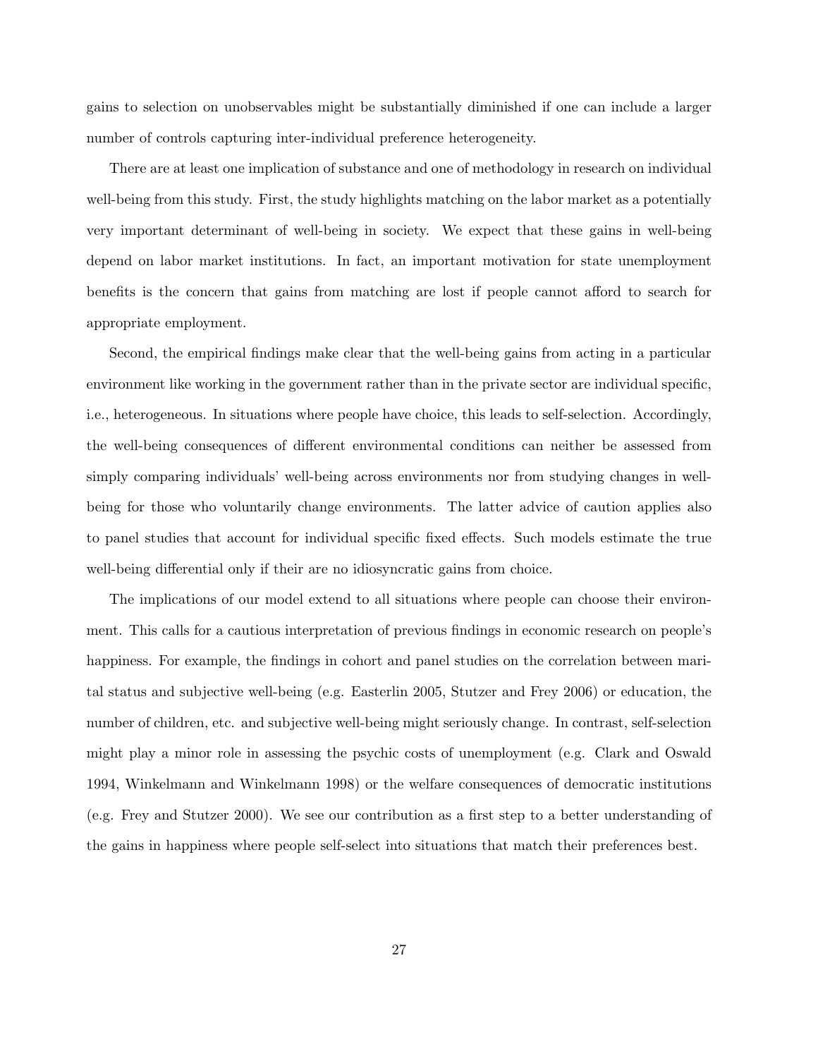gains to selection on unobservables might be substantially diminished if one can include a larger number of controls capturing inter-individual preference heterogeneity.

There are at least one implication of substance and one of methodology in research on individual well-being from this study. First, the study highlights matching on the labor market as a potentially very important determinant of well-being in society. We expect that these gains in well-being depend on labor market institutions. In fact, an important motivation for state unemployment benefits is the concern that gains from matching are lost if people cannot afford to search for appropriate employment.

Second, the empirical findings make clear that the well-being gains from acting in a particular environment like working in the government rather than in the private sector are individual specific, i.e., heterogeneous. In situations where people have choice, this leads to self-selection. Accordingly, the well-being consequences of different environmental conditions can neither be assessed from simply comparing individuals' well-being across environments nor from studying changes in well-being for those who voluntarily change environments. The latter advice of caution applies also to panel studies that account for individual specific fixed effects. Such models estimate the true well-being differential only if their are no idiosyncratic gains from choice.

The implications of our model extend to all situations where people can choose their environment. This calls for a cautious interpretation of previous findings in economic research on people's happiness. For example, the findings in cohort and panel studies on the correlation between marital status and subjective well-being (e.g. Easterlin 2005, Stutzer and Frey 2006) or education, the number of children, etc. and subjective well-being might seriously change. In contrast, self-selection might play a minor role in assessing the psychic costs of unemployment (e.g. Clark and Oswald 1994, Winkelmann and Winkelmann 1998) or the welfare consequences of democratic institutions (e.g. Frey and Stutzer 2000). We see our contribution as a first step to a better understanding of the gains in happiness where people self-select into situations that match their preferences best.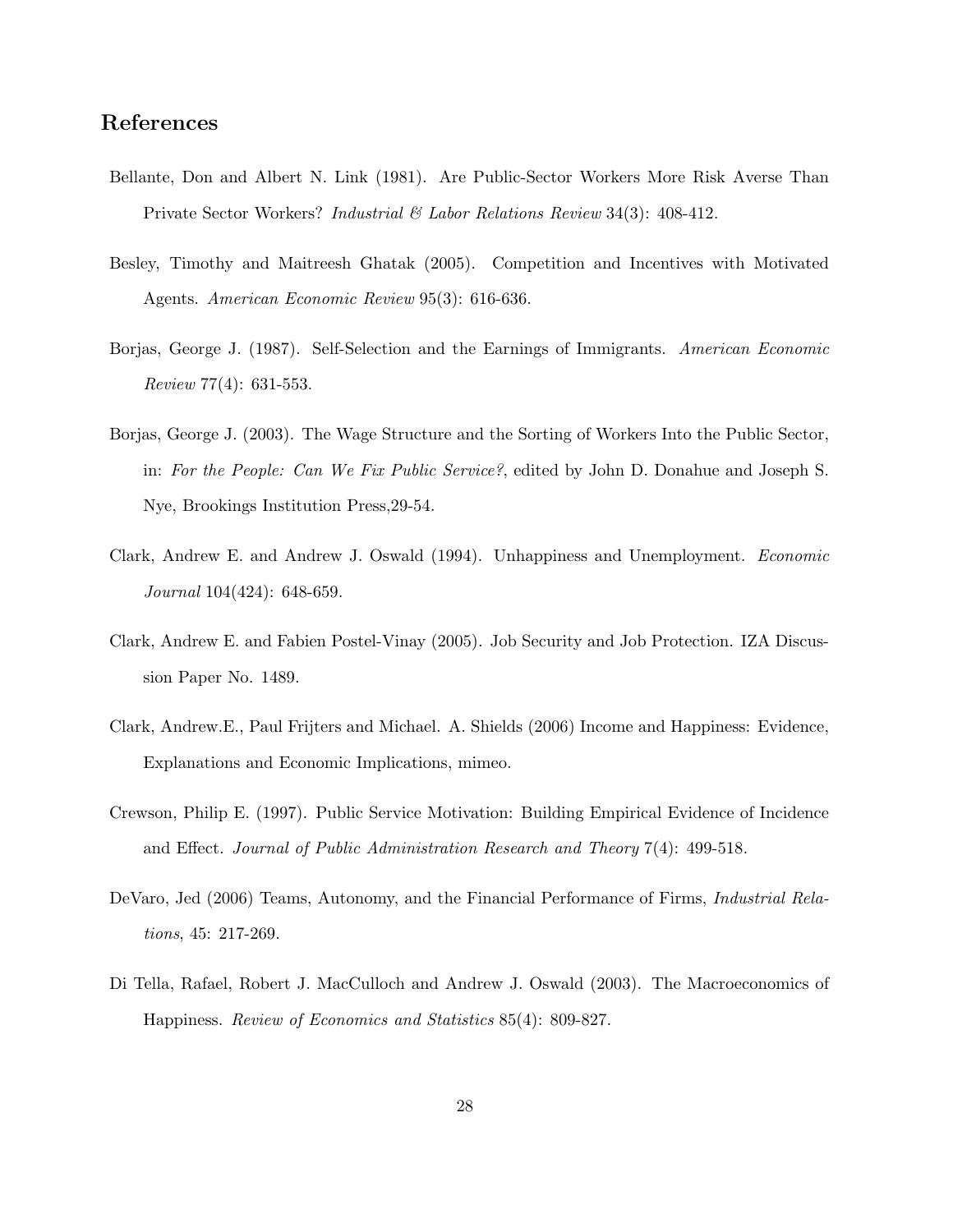## References

Bellante, Don and Albert N. Link (1981). Are Public-Sector Workers More Risk Averse Than Private Sector Workers? *Industrial & Labor Relations Review* 34(3): 408-412.

Besley, Timothy and Maitreesh Ghatak (2005). Competition and Incentives with Motivated Agents. *American Economic Review* 95(3): 616-636.

Borjas, George J. (1987). Self-Selection and the Earnings of Immigrants. *American Economic Review* 77(4): 631-553.

Borjas, George J. (2003). The Wage Structure and the Sorting of Workers Into the Public Sector, in: *For the People: Can We Fix Public Service?*, edited by John D. Donahue and Joseph S. Nye, Brookings Institution Press,29-54.

Clark, Andrew E. and Andrew J. Oswald (1994). Unhappiness and Unemployment. *Economic Journal* 104(424): 648-659.

Clark, Andrew E. and Fabien Postel-Vinay (2005). Job Security and Job Protection. IZA Discussion Paper No. 1489.

Clark, Andrew.E., Paul Frijters and Michael. A. Shields (2006) Income and Happiness: Evidence, Explanations and Economic Implications, mimeo.

Crewson, Philip E. (1997). Public Service Motivation: Building Empirical Evidence of Incidence and Effect. *Journal of Public Administration Research and Theory* 7(4): 499-518.

DeVaro, Jed (2006) Teams, Autonomy, and the Financial Performance of Firms, *Industrial Relations*, 45: 217-269.

Di Tella, Rafael, Robert J. MacCulloch and Andrew J. Oswald (2003). The Macroeconomics of Happiness. *Review of Economics and Statistics* 85(4): 809-827.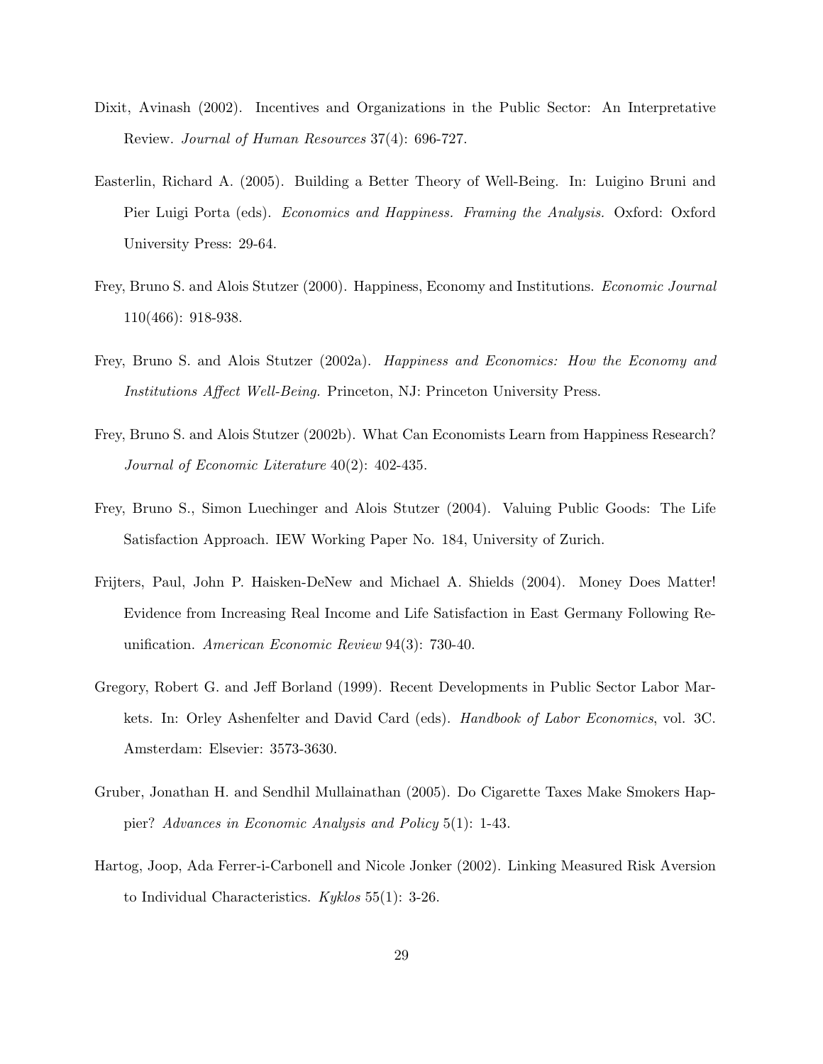Dixit, Avinash (2002). Incentives and Organizations in the Public Sector: An Interpretative Review. *Journal of Human Resources* 37(4): 696-727.

Easterlin, Richard A. (2005). Building a Better Theory of Well-Being. In: Luigino Bruni and Pier Luigi Porta (eds). *Economics and Happiness. Framing the Analysis.* Oxford: Oxford University Press: 29-64.

Frey, Bruno S. and Alois Stutzer (2000). Happiness, Economy and Institutions. *Economic Journal* 110(466): 918-938.

Frey, Bruno S. and Alois Stutzer (2002a). *Happiness and Economics: How the Economy and Institutions Affect Well-Being.* Princeton, NJ: Princeton University Press.

Frey, Bruno S. and Alois Stutzer (2002b). What Can Economists Learn from Happiness Research? *Journal of Economic Literature* 40(2): 402-435.

Frey, Bruno S., Simon Luechinger and Alois Stutzer (2004). Valuing Public Goods: The Life Satisfaction Approach. IEW Working Paper No. 184, University of Zurich.

Frijters, Paul, John P. Haisken-DeNew and Michael A. Shields (2004). Money Does Matter! Evidence from Increasing Real Income and Life Satisfaction in East Germany Following Reunification. *American Economic Review* 94(3): 730-40.

Gregory, Robert G. and Jeff Borland (1999). Recent Developments in Public Sector Labor Markets. In: Orley Ashenfelter and David Card (eds). *Handbook of Labor Economics*, vol. 3C. Amsterdam: Elsevier: 3573-3630.

Gruber, Jonathan H. and Sendhil Mullainathan (2005). Do Cigarette Taxes Make Smokers Happier? *Advances in Economic Analysis and Policy* 5(1): 1-43.

Hartog, Joop, Ada Ferrer-i-Carbonell and Nicole Jonker (2002). Linking Measured Risk Aversion to Individual Characteristics. *Kyklos* 55(1): 3-26.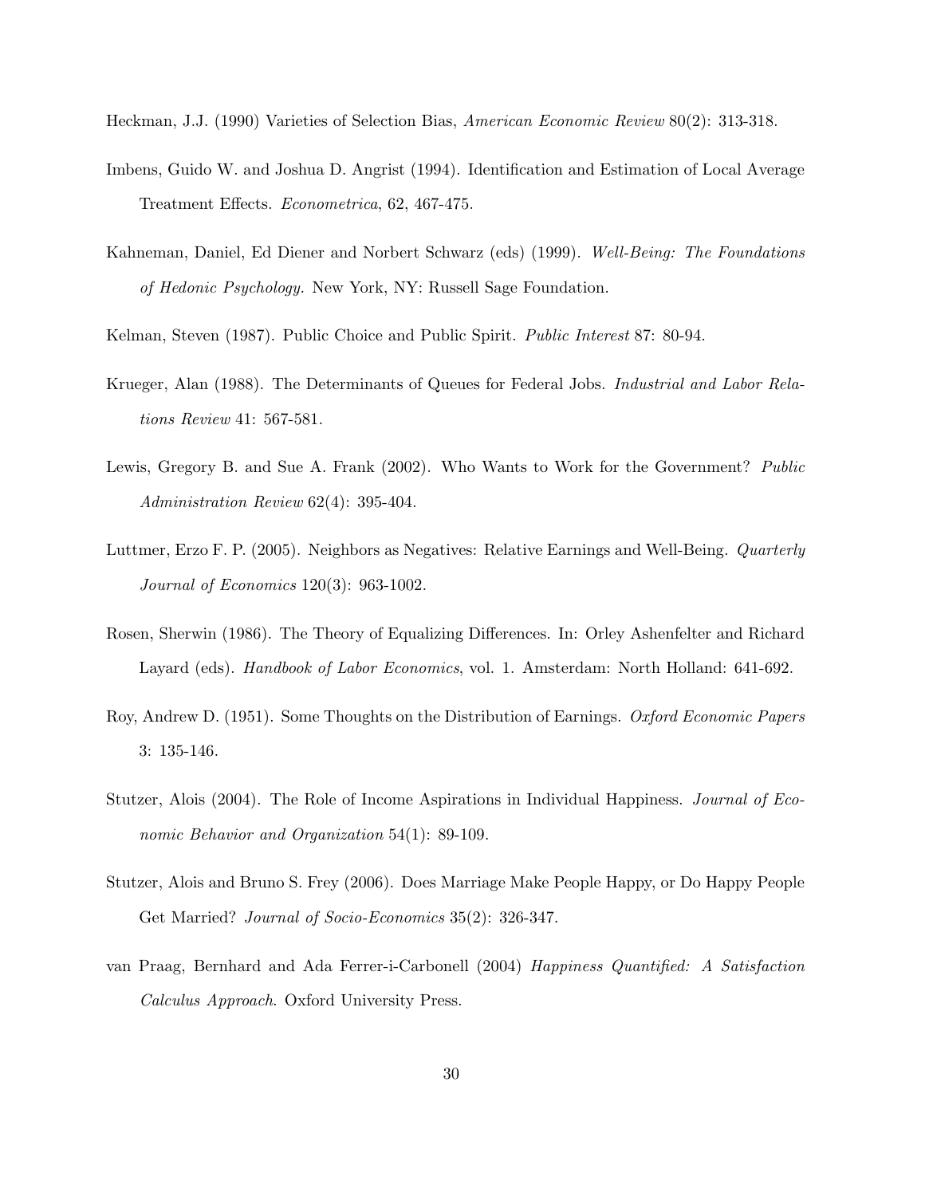Heckman, J.J. (1990) Varieties of Selection Bias, *American Economic Review* 80(2): 313-318.

Imbens, Guido W. and Joshua D. Angrist (1994). Identification and Estimation of Local Average Treatment Effects. *Econometrica*, 62, 467-475.

Kahneman, Daniel, Ed Diener and Norbert Schwarz (eds) (1999). *Well-Being: The Foundations of Hedonic Psychology.* New York, NY: Russell Sage Foundation.

Kelman, Steven (1987). Public Choice and Public Spirit. *Public Interest* 87: 80-94.

Krueger, Alan (1988). The Determinants of Queues for Federal Jobs. *Industrial and Labor Relations Review* 41: 567-581.

Lewis, Gregory B. and Sue A. Frank (2002). Who Wants to Work for the Government? *Public Administration Review* 62(4): 395-404.

Luttmer, Erzo F. P. (2005). Neighbors as Negatives: Relative Earnings and Well-Being. *Quarterly Journal of Economics* 120(3): 963-1002.

Rosen, Sherwin (1986). The Theory of Equalizing Differences. In: Orley Ashenfelter and Richard Layard (eds). *Handbook of Labor Economics*, vol. 1. Amsterdam: North Holland: 641-692.

Roy, Andrew D. (1951). Some Thoughts on the Distribution of Earnings. *Oxford Economic Papers* 3: 135-146.

Stutzer, Alois (2004). The Role of Income Aspirations in Individual Happiness. *Journal of Economic Behavior and Organization* 54(1): 89-109.

Stutzer, Alois and Bruno S. Frey (2006). Does Marriage Make People Happy, or Do Happy People Get Married? *Journal of Socio-Economics* 35(2): 326-347.

van Praag, Bernhard and Ada Ferrer-i-Carbonell (2004) *Happiness Quantified: A Satisfaction Calculus Approach*. Oxford University Press.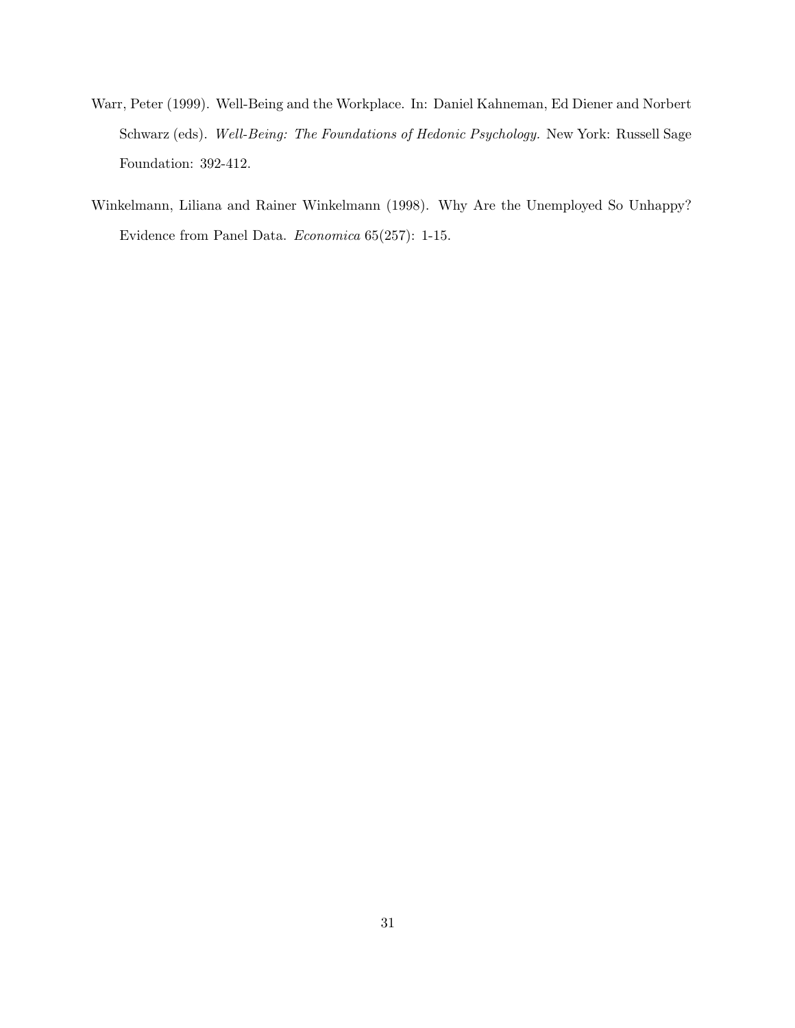Warr, Peter (1999). Well-Being and the Workplace. In: Daniel Kahneman, Ed Diener and Norbert Schwarz (eds). *Well-Being: The Foundations of Hedonic Psychology.* New York: Russell Sage Foundation: 392-412.

Winkelmann, Liliana and Rainer Winkelmann (1998). Why Are the Unemployed So Unhappy? Evidence from Panel Data. *Economica* 65(257): 1-15.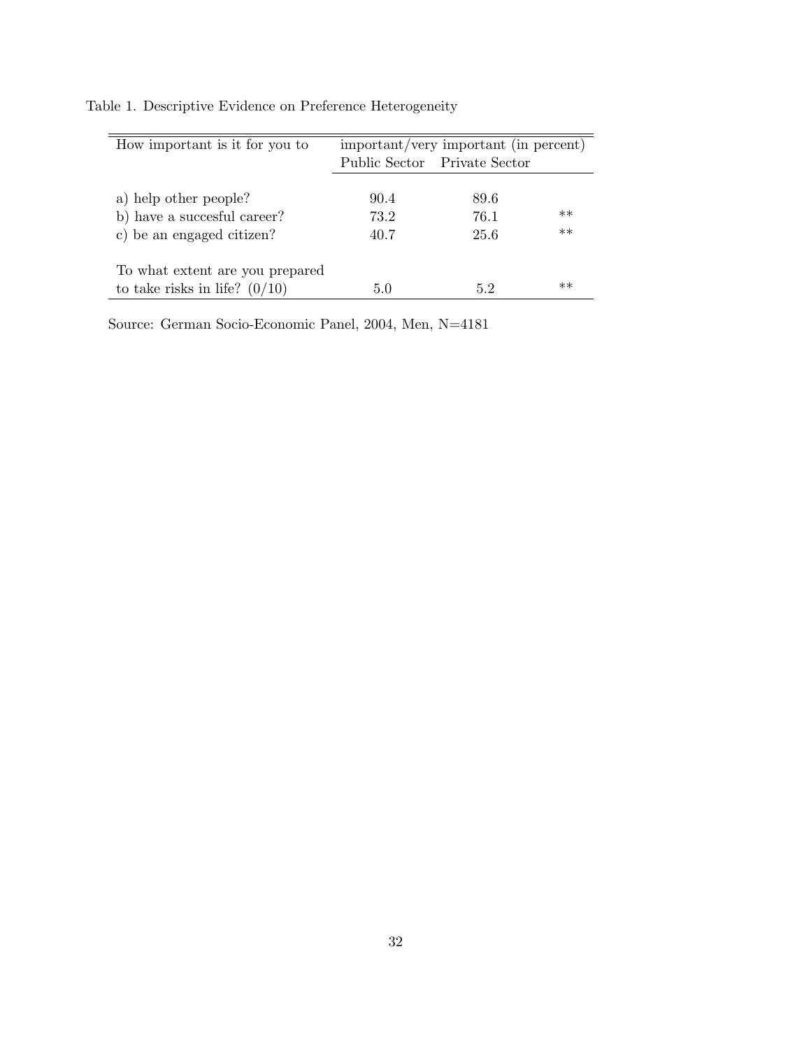Table 1. Descriptive Evidence on Preference Heterogeneity

| How important is it for you to | important/very important (in percent) | | |
|---|---|---|---|
| | Public Sector | Private Sector | |
| a) help other people? | 90.4 | 89.6 | |
| b) have a succesful career? | 73.2 | 76.1 | ** |
| c) be an engaged citizen? | 40.7 | 25.6 | ** |
| To what extent are you prepared to take risks in life? (0/10) | 5.0 | 5.2 | ** |

Source: German Socio-Economic Panel, 2004, Men, N=4181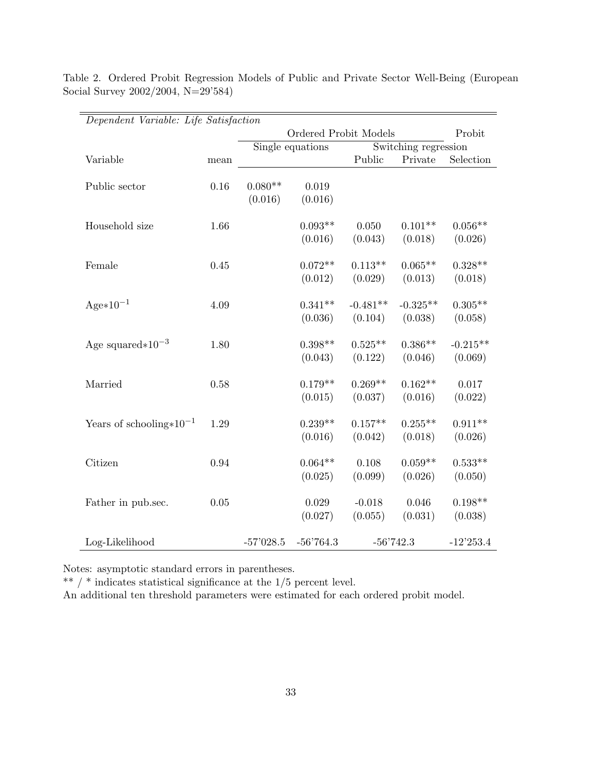Table 2. Ordered Probit Regression Models of Public and Private Sector Well-Being (European Social Survey 2002/2004, N=29'584)

| *Dependent Variable: Life Satisfaction* | | | | | | |
|---|---|---|---|---|---|---|
| | | Ordered Probit Models | | | | Probit |
| | | Single equations | | Switching regression | | |
| Variable | mean | | | Public | Private | Selection |
| Public sector | 0.16 | 0.080** | 0.019 | | | |
| | | (0.016) | (0.016) | | | |
| Household size | 1.66 | | 0.093** | 0.050 | 0.101** | 0.056** |
| | | | (0.016) | (0.043) | (0.018) | (0.026) |
| Female | 0.45 | | 0.072** | 0.113** | 0.065** | 0.328** |
| | | | (0.012) | (0.029) | (0.013) | (0.018) |
| Age$*10^{-1}$ | 4.09 | | 0.341** | -0.481** | -0.325** | 0.305** |
| | | | (0.036) | (0.104) | (0.038) | (0.058) |
| Age squared$*10^{-3}$ | 1.80 | | 0.398** | 0.525** | 0.386** | -0.215** |
| | | | (0.043) | (0.122) | (0.046) | (0.069) |
| Married | 0.58 | | 0.179** | 0.269** | 0.162** | 0.017 |
| | | | (0.015) | (0.037) | (0.016) | (0.022) |
| Years of schooling$*10^{-1}$ | 1.29 | | 0.239** | 0.157** | 0.255** | 0.911** |
| | | | (0.016) | (0.042) | (0.018) | (0.026) |
| Citizen | 0.94 | | 0.064** | 0.108 | 0.059** | 0.533** |
| | | | (0.025) | (0.099) | (0.026) | (0.050) |
| Father in pub.sec. | 0.05 | | 0.029 | -0.018 | 0.046 | 0.198** |
| | | | (0.027) | (0.055) | (0.031) | (0.038) |
| Log-Likelihood | | -57'028.5 | -56'764.3 | -56'742.3 | | -12'253.4 |

Notes: asymptotic standard errors in parentheses.
** / * indicates statistical significance at the 1/5 percent level.
An additional ten threshold parameters were estimated for each ordered probit model.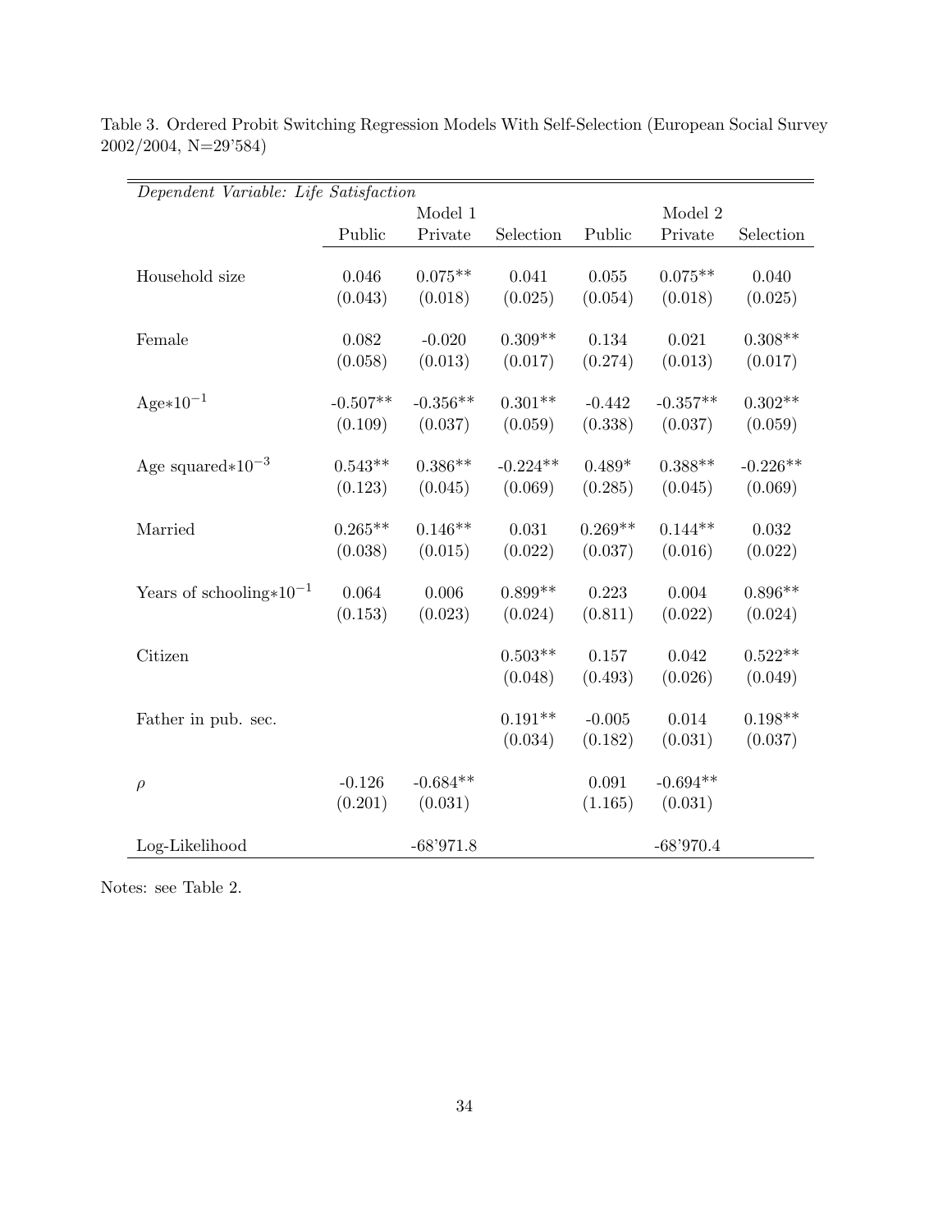Table 3. Ordered Probit Switching Regression Models With Self-Selection (European Social Survey 2002/2004, N=29'584)

| *Dependent Variable: Life Satisfaction* | | | | | | |
|---|---|---|---|---|---|---|
| | Model 1 | | | Model 2 | | |
| | Public | Private | Selection | Public | Private | Selection |
| Household size | 0.046 | 0.075** | 0.041 | 0.055 | 0.075** | 0.040 |
| | (0.043) | (0.018) | (0.025) | (0.054) | (0.018) | (0.025) |
| Female | 0.082 | -0.020 | 0.309** | 0.134 | 0.021 | 0.308** |
| | (0.058) | (0.013) | (0.017) | (0.274) | (0.013) | (0.017) |
| Age$*10^{-1}$ | -0.507** | -0.356** | 0.301** | -0.442 | -0.357** | 0.302** |
| | (0.109) | (0.037) | (0.059) | (0.338) | (0.037) | (0.059) |
| Age squared$*10^{-3}$ | 0.543** | 0.386** | -0.224** | 0.489* | 0.388** | -0.226** |
| | (0.123) | (0.045) | (0.069) | (0.285) | (0.045) | (0.069) |
| Married | 0.265** | 0.146** | 0.031 | 0.269** | 0.144** | 0.032 |
| | (0.038) | (0.015) | (0.022) | (0.037) | (0.016) | (0.022) |
| Years of schooling$*10^{-1}$ | 0.064 | 0.006 | 0.899** | 0.223 | 0.004 | 0.896** |
| | (0.153) | (0.023) | (0.024) | (0.811) | (0.022) | (0.024) |
| Citizen | | | 0.503** | 0.157 | 0.042 | 0.522** |
| | | | (0.048) | (0.493) | (0.026) | (0.049) |
| Father in pub. sec. | | | 0.191** | -0.005 | 0.014 | 0.198** |
| | | | (0.034) | (0.182) | (0.031) | (0.037) |
| $\rho$ | -0.126 | -0.684** | | 0.091 | -0.694** | |
| | (0.201) | (0.031) | | (1.165) | (0.031) | |
| Log-Likelihood | | -68'971.8 | | | -68'970.4 | |

Notes: see Table 2.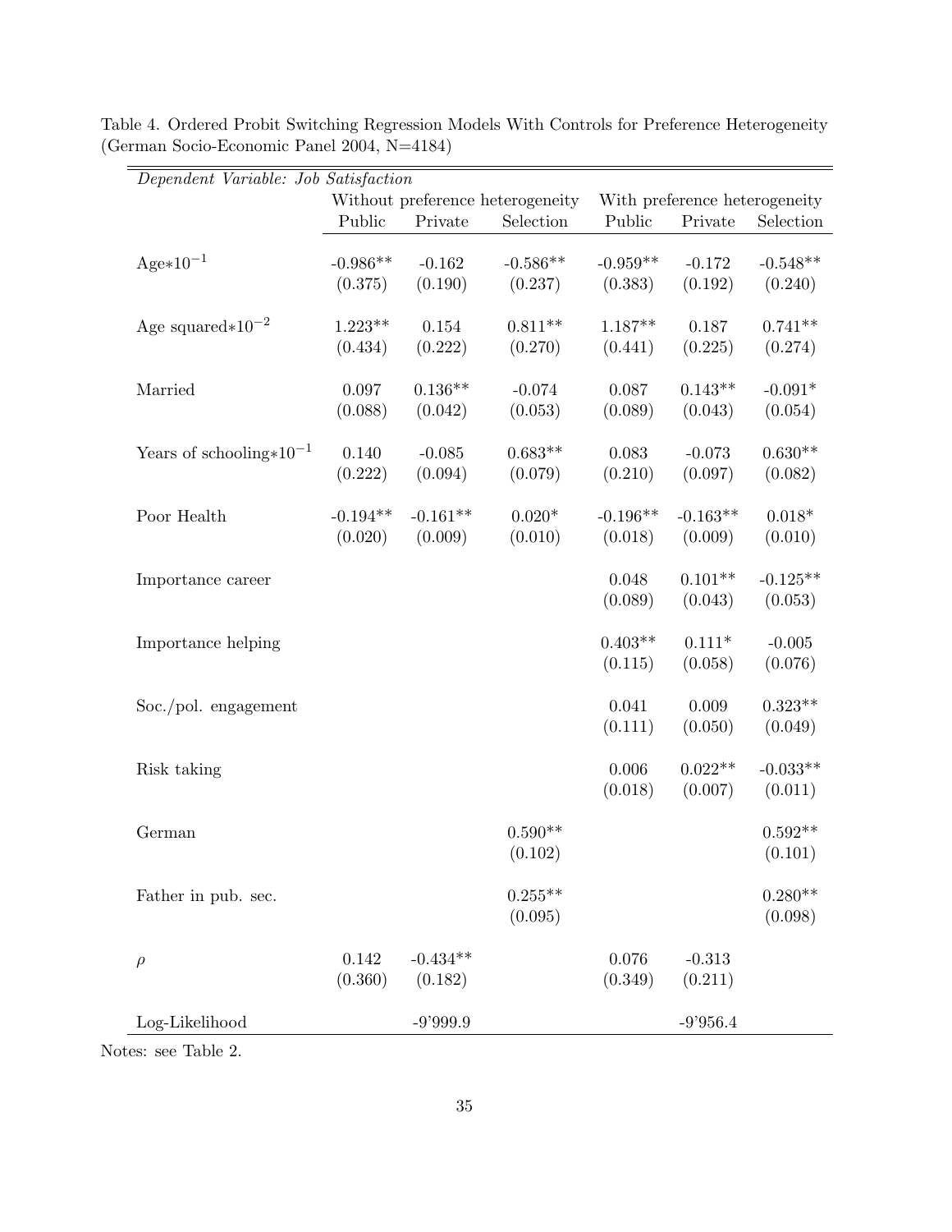Table 4. Ordered Probit Switching Regression Models With Controls for Preference Heterogeneity (German Socio-Economic Panel 2004, N=4184)

| *Dependent Variable: Job Satisfaction* | Without preference heterogeneity | | | With preference heterogeneity | | |
|---|---|---|---|---|---|---|
| | Public | Private | Selection | Public | Private | Selection |
| Age$*10^{-1}$ | -0.986** | -0.162 | -0.586** | -0.959** | -0.172 | -0.548** |
| | (0.375) | (0.190) | (0.237) | (0.383) | (0.192) | (0.240) |
| Age squared$*10^{-2}$ | 1.223** | 0.154 | 0.811** | 1.187** | 0.187 | 0.741** |
| | (0.434) | (0.222) | (0.270) | (0.441) | (0.225) | (0.274) |
| Married | 0.097 | 0.136** | -0.074 | 0.087 | 0.143** | -0.091* |
| | (0.088) | (0.042) | (0.053) | (0.089) | (0.043) | (0.054) |
| Years of schooling$*10^{-1}$ | 0.140 | -0.085 | 0.683** | 0.083 | -0.073 | 0.630** |
| | (0.222) | (0.094) | (0.079) | (0.210) | (0.097) | (0.082) |
| Poor Health | -0.194** | -0.161** | 0.020* | -0.196** | -0.163** | 0.018* |
| | (0.020) | (0.009) | (0.010) | (0.018) | (0.009) | (0.010) |
| Importance career | | | | 0.048 | 0.101** | -0.125** |
| | | | | (0.089) | (0.043) | (0.053) |
| Importance helping | | | | 0.403** | 0.111* | -0.005 |
| | | | | (0.115) | (0.058) | (0.076) |
| Soc./pol. engagement | | | | 0.041 | 0.009 | 0.323** |
| | | | | (0.111) | (0.050) | (0.049) |
| Risk taking | | | | 0.006 | 0.022** | -0.033** |
| | | | | (0.018) | (0.007) | (0.011) |
| German | | | 0.590** | | | 0.592** |
| | | | (0.102) | | | (0.101) |
| Father in pub. sec. | | | 0.255** | | | 0.280** |
| | | | (0.095) | | | (0.098) |
| $\rho$ | 0.142 | -0.434** | | 0.076 | -0.313 | |
| | (0.360) | (0.182) | | (0.349) | (0.211) | |
| Log-Likelihood | | -9'999.9 | | | -9'956.4 | |

Notes: see Table 2.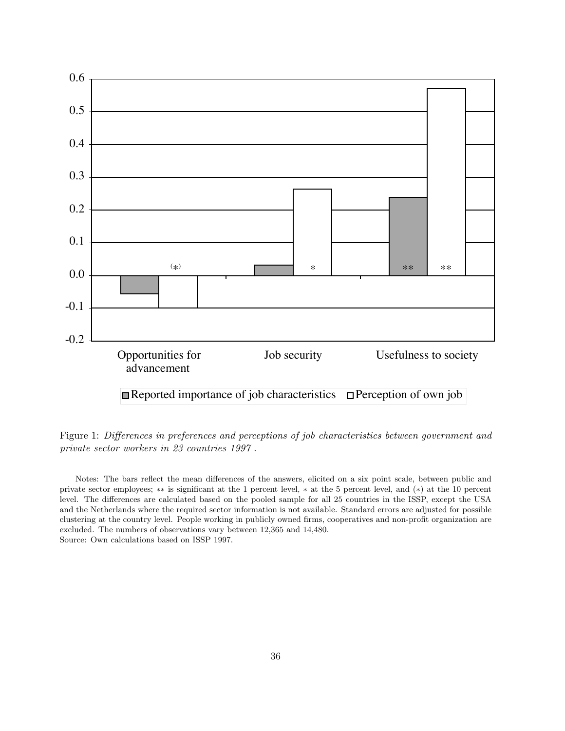Figure 1: *Differences in preferences and perceptions of job characteristics between government and private sector workers in 23 countries 1997* .

Notes: The bars reflect the mean differences of the answers, elicited on a six point scale, between public and private sector employees; ** is significant at the 1 percent level, * at the 5 percent level, and (*) at the 10 percent level. The differences are calculated based on the pooled sample for all 25 countries in the ISSP, except the USA and the Netherlands where the required sector information is not available. Standard errors are adjusted for possible clustering at the country level. People working in publicly owned firms, cooperatives and non-profit organization are excluded. The numbers of observations vary between 12,365 and 14,480.
Source: Own calculations based on ISSP 1997.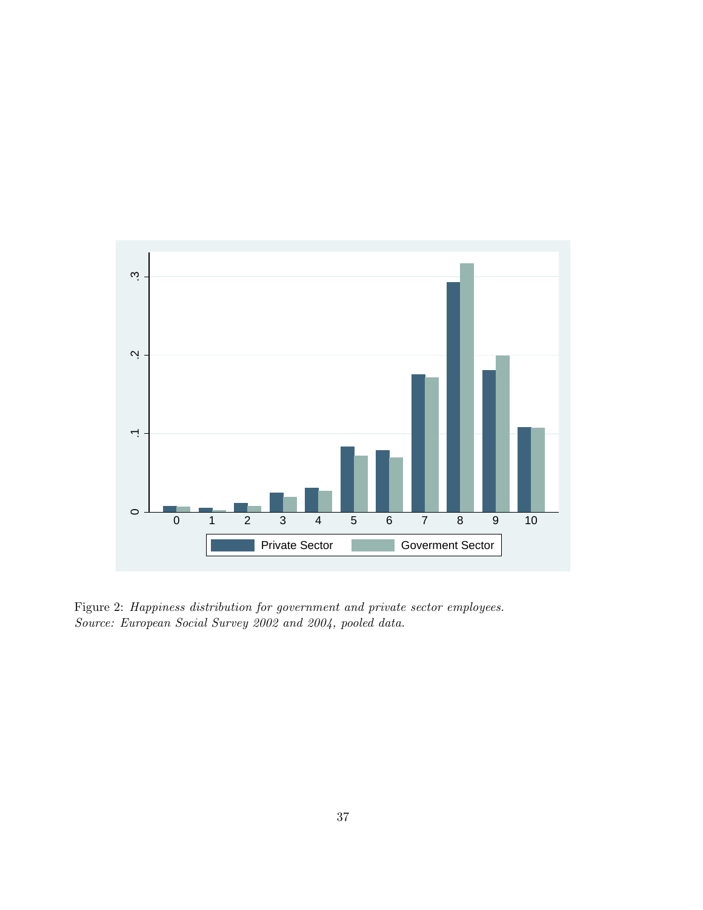Figure 2: *Happiness distribution for government and private sector employees. Source: European Social Survey 2002 and 2004, pooled data.*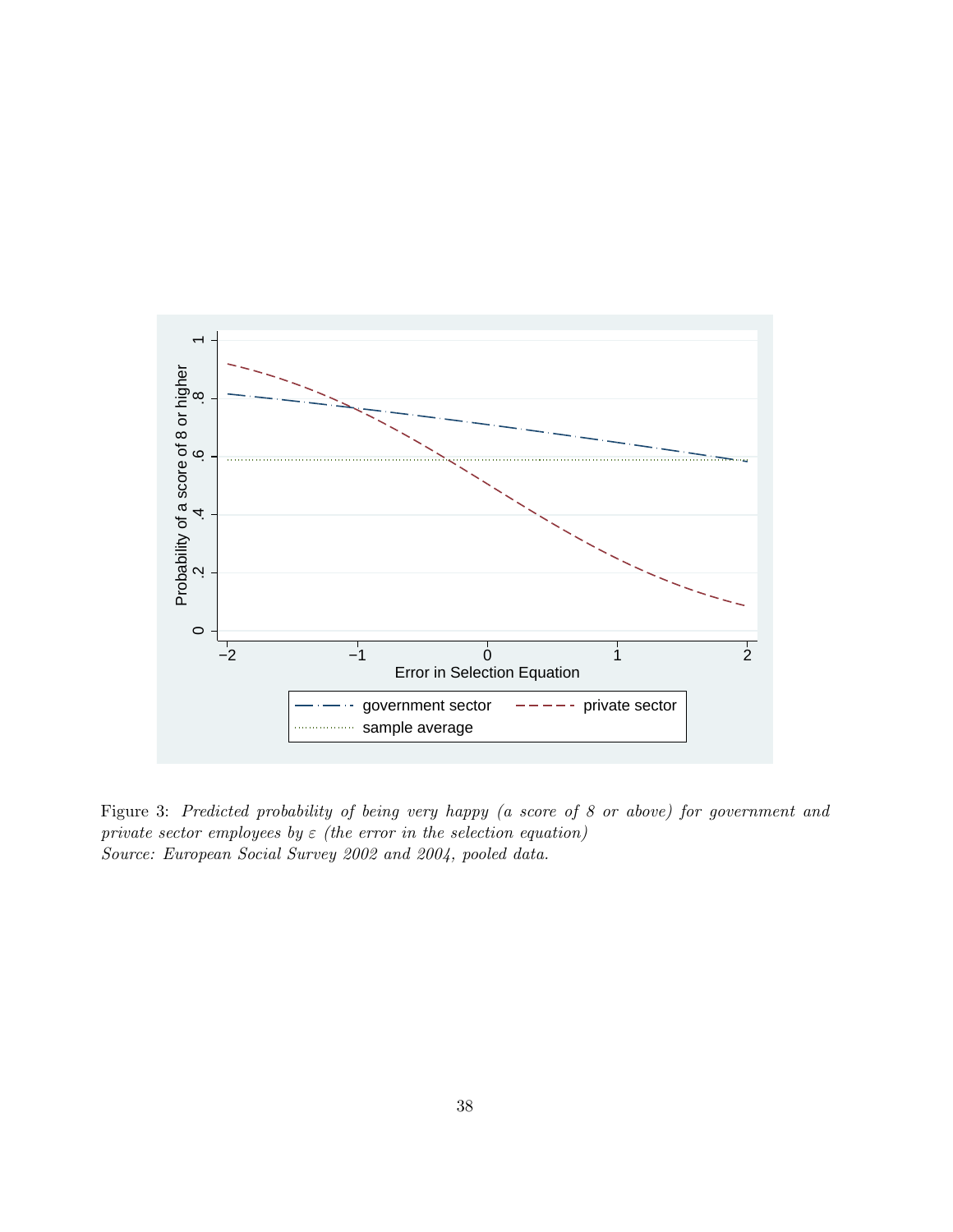Figure 3: *Predicted probability of being very happy (a score of 8 or above) for government and private sector employees by $\varepsilon$ (the error in the selection equation)*
*Source: European Social Survey 2002 and 2004, pooled data.*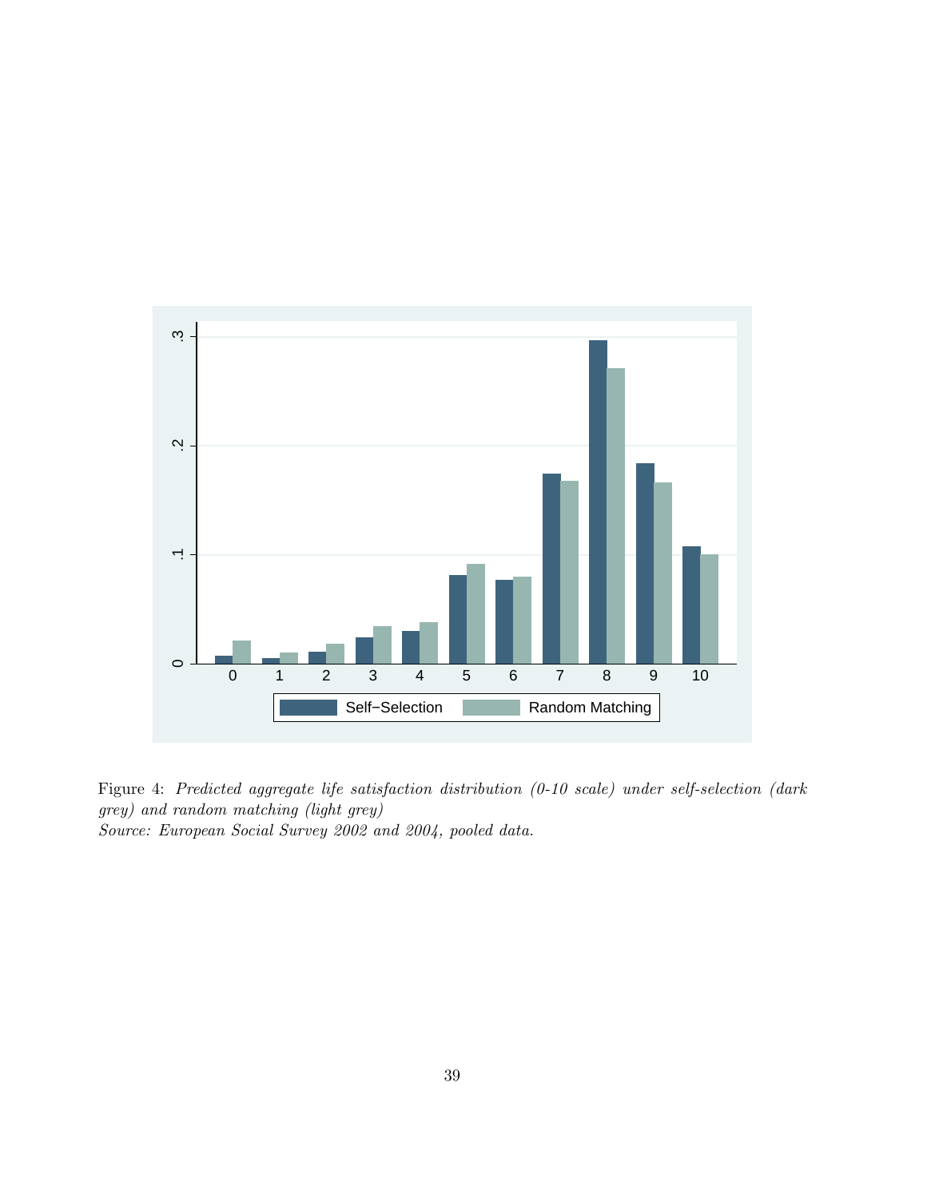.3

.2

.1

0

0 1 2 3 4 5 6 7 8 9 10

Self−Selection Random Matching

Figure 4: *Predicted aggregate life satisfaction distribution (0-10 scale) under self-selection (dark grey) and random matching (light grey)*
*Source: European Social Survey 2002 and 2004, pooled data.*